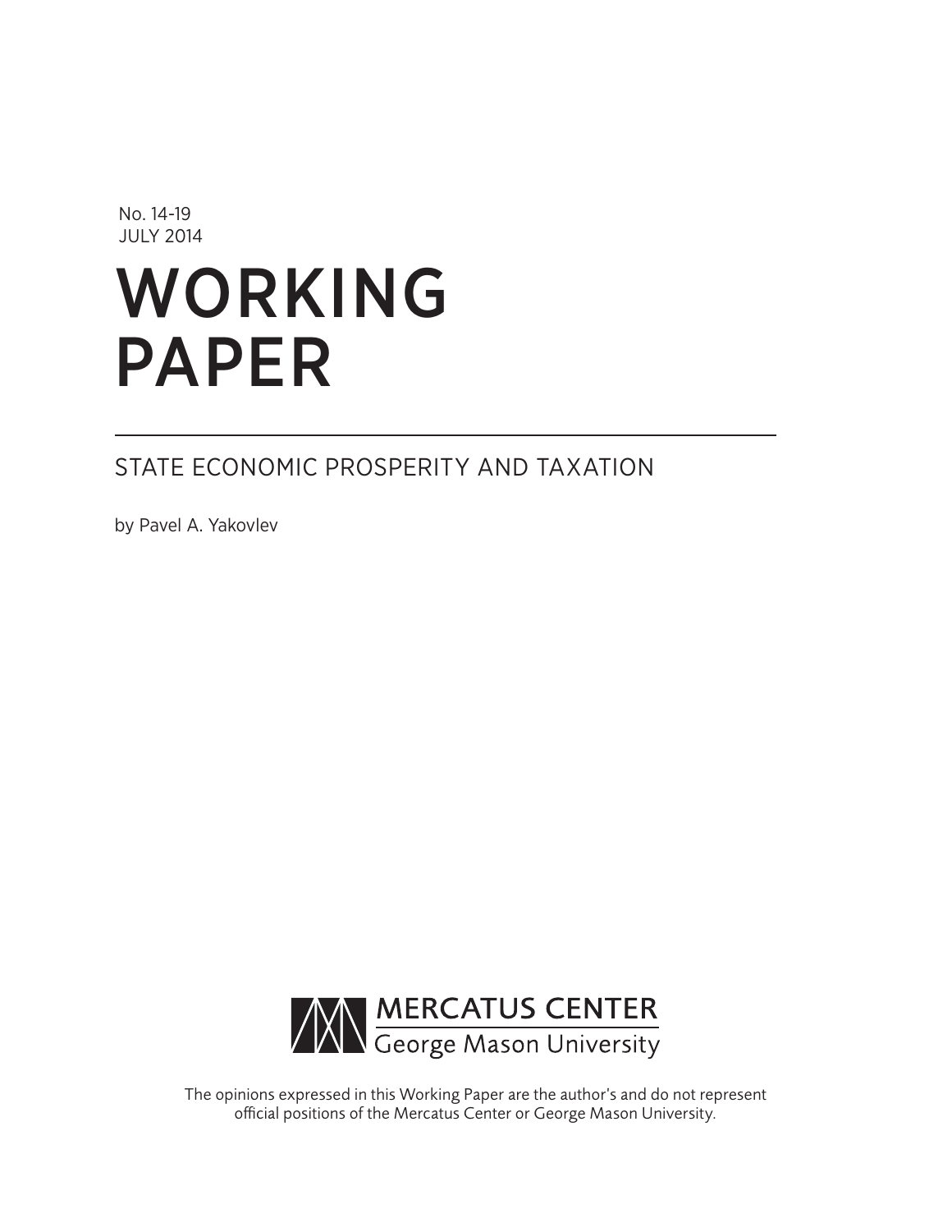No. 14-19
JULY 2014

# WORKING PAPER

## STATE ECONOMIC PROSPERITY AND TAXATION

by Pavel A. Yakovlev

MERCATUS CENTER
George Mason University

The opinions expressed in this Working Paper are the author's and do not represent official positions of the Mercatus Center or George Mason University.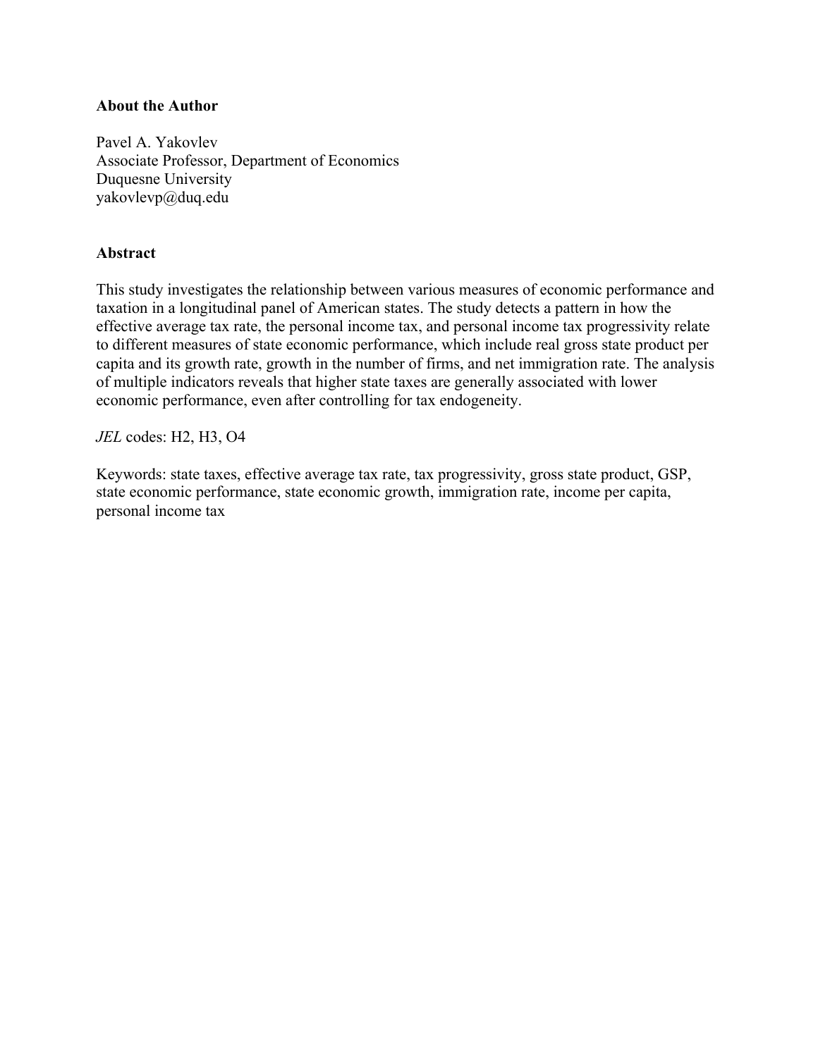**About the Author**

Pavel A. Yakovlev
Associate Professor, Department of Economics
Duquesne University
yakovlevp@duq.edu

**Abstract**

This study investigates the relationship between various measures of economic performance and taxation in a longitudinal panel of American states. The study detects a pattern in how the effective average tax rate, the personal income tax, and personal income tax progressivity relate to different measures of state economic performance, which include real gross state product per capita and its growth rate, growth in the number of firms, and net immigration rate. The analysis of multiple indicators reveals that higher state taxes are generally associated with lower economic performance, even after controlling for tax endogeneity.

*JEL* codes: H2, H3, O4

Keywords: state taxes, effective average tax rate, tax progressivity, gross state product, GSP, state economic performance, state economic growth, immigration rate, income per capita, personal income tax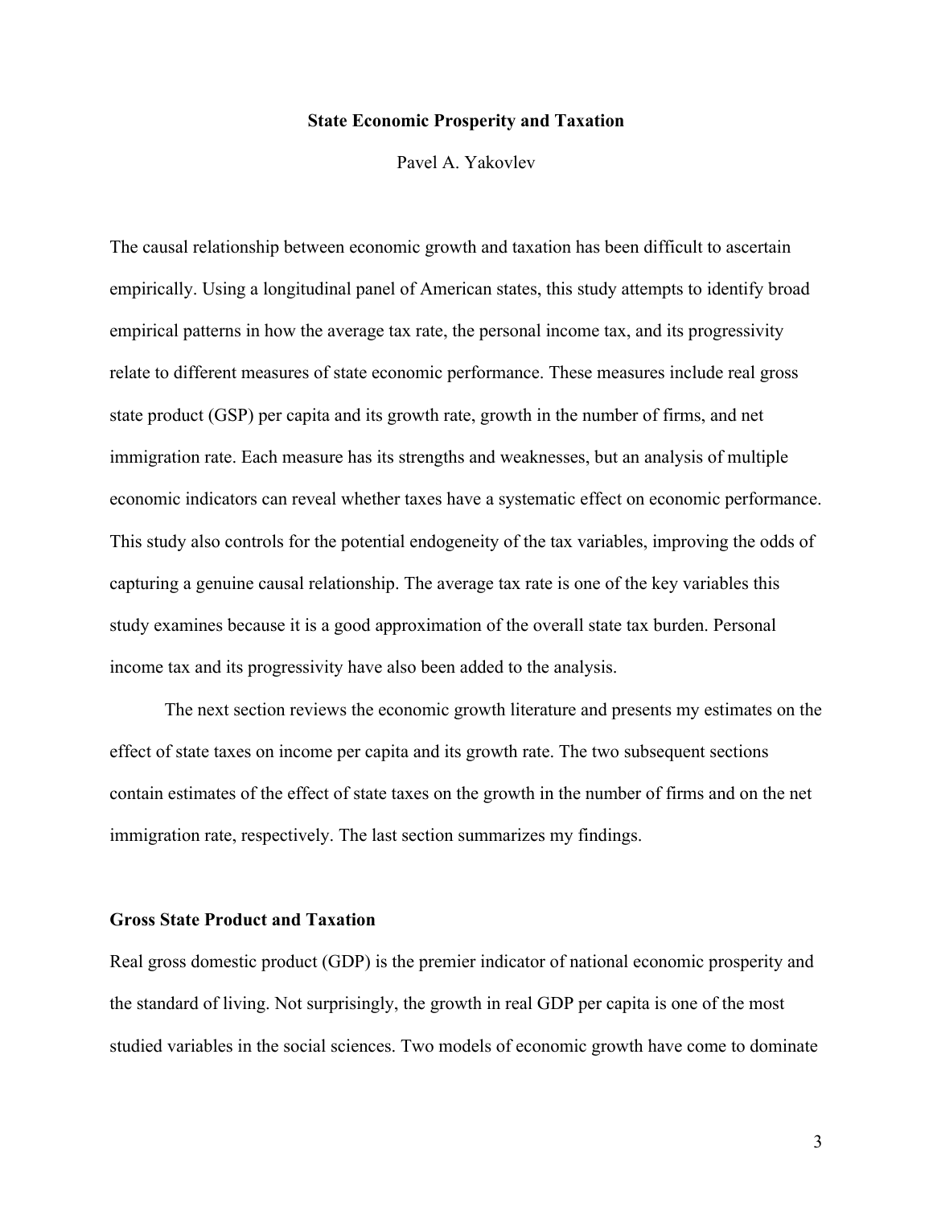# State Economic Prosperity and Taxation

Pavel A. Yakovlev

The causal relationship between economic growth and taxation has been difficult to ascertain empirically. Using a longitudinal panel of American states, this study attempts to identify broad empirical patterns in how the average tax rate, the personal income tax, and its progressivity relate to different measures of state economic performance. These measures include real gross state product (GSP) per capita and its growth rate, growth in the number of firms, and net immigration rate. Each measure has its strengths and weaknesses, but an analysis of multiple economic indicators can reveal whether taxes have a systematic effect on economic performance. This study also controls for the potential endogeneity of the tax variables, improving the odds of capturing a genuine causal relationship. The average tax rate is one of the key variables this study examines because it is a good approximation of the overall state tax burden. Personal income tax and its progressivity have also been added to the analysis.

The next section reviews the economic growth literature and presents my estimates on the effect of state taxes on income per capita and its growth rate. The two subsequent sections contain estimates of the effect of state taxes on the growth in the number of firms and on the net immigration rate, respectively. The last section summarizes my findings.

## Gross State Product and Taxation

Real gross domestic product (GDP) is the premier indicator of national economic prosperity and the standard of living. Not surprisingly, the growth in real GDP per capita is one of the most studied variables in the social sciences. Two models of economic growth have come to dominate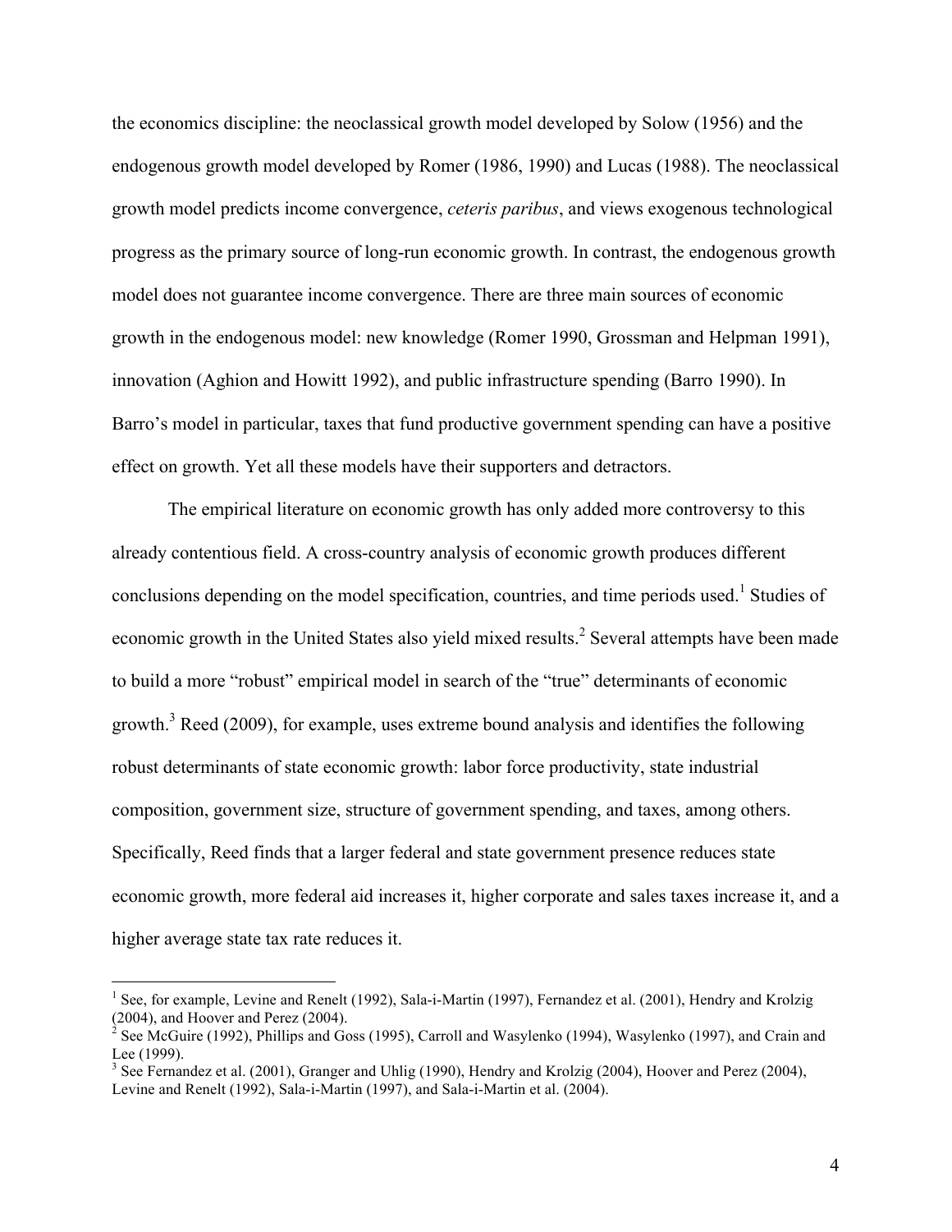the economics discipline: the neoclassical growth model developed by Solow (1956) and the endogenous growth model developed by Romer (1986, 1990) and Lucas (1988). The neoclassical growth model predicts income convergence, *ceteris paribus*, and views exogenous technological progress as the primary source of long-run economic growth. In contrast, the endogenous growth model does not guarantee income convergence. There are three main sources of economic growth in the endogenous model: new knowledge (Romer 1990, Grossman and Helpman 1991), innovation (Aghion and Howitt 1992), and public infrastructure spending (Barro 1990). In Barro's model in particular, taxes that fund productive government spending can have a positive effect on growth. Yet all these models have their supporters and detractors.

The empirical literature on economic growth has only added more controversy to this already contentious field. A cross-country analysis of economic growth produces different conclusions depending on the model specification, countries, and time periods used.[1] Studies of economic growth in the United States also yield mixed results.[2] Several attempts have been made to build a more "robust" empirical model in search of the "true" determinants of economic growth.[3] Reed (2009), for example, uses extreme bound analysis and identifies the following robust determinants of state economic growth: labor force productivity, state industrial composition, government size, structure of government spending, and taxes, among others. Specifically, Reed finds that a larger federal and state government presence reduces state economic growth, more federal aid increases it, higher corporate and sales taxes increase it, and a higher average state tax rate reduces it.

---

[1] See, for example, Levine and Renelt (1992), Sala-i-Martin (1997), Fernandez et al. (2001), Hendry and Krolzig (2004), and Hoover and Perez (2004).

[2] See McGuire (1992), Phillips and Goss (1995), Carroll and Wasylenko (1994), Wasylenko (1997), and Crain and Lee (1999).

[3] See Fernandez et al. (2001), Granger and Uhlig (1990), Hendry and Krolzig (2004), Hoover and Perez (2004), Levine and Renelt (1992), Sala-i-Martin (1997), and Sala-i-Martin et al. (2004).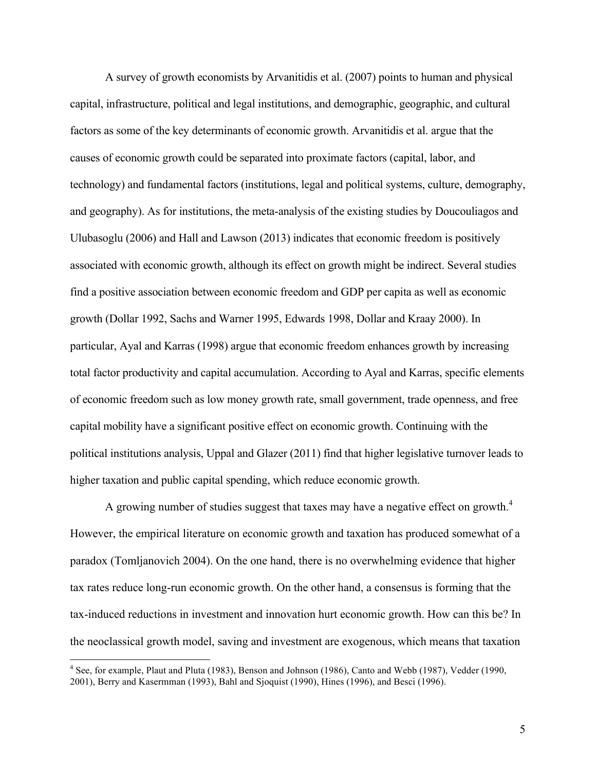A survey of growth economists by Arvanitidis et al. (2007) points to human and physical capital, infrastructure, political and legal institutions, and demographic, geographic, and cultural factors as some of the key determinants of economic growth. Arvanitidis et al. argue that the causes of economic growth could be separated into proximate factors (capital, labor, and technology) and fundamental factors (institutions, legal and political systems, culture, demography, and geography). As for institutions, the meta-analysis of the existing studies by Doucouliagos and Ulubasoglu (2006) and Hall and Lawson (2013) indicates that economic freedom is positively associated with economic growth, although its effect on growth might be indirect. Several studies find a positive association between economic freedom and GDP per capita as well as economic growth (Dollar 1992, Sachs and Warner 1995, Edwards 1998, Dollar and Kraay 2000). In particular, Ayal and Karras (1998) argue that economic freedom enhances growth by increasing total factor productivity and capital accumulation. According to Ayal and Karras, specific elements of economic freedom such as low money growth rate, small government, trade openness, and free capital mobility have a significant positive effect on economic growth. Continuing with the political institutions analysis, Uppal and Glazer (2011) find that higher legislative turnover leads to higher taxation and public capital spending, which reduce economic growth.

A growing number of studies suggest that taxes may have a negative effect on growth.[4] However, the empirical literature on economic growth and taxation has produced somewhat of a paradox (Tomljanovich 2004). On the one hand, there is no overwhelming evidence that higher tax rates reduce long-run economic growth. On the other hand, a consensus is forming that the tax-induced reductions in investment and innovation hurt economic growth. How can this be? In the neoclassical growth model, saving and investment are exogenous, which means that taxation

[4] See, for example, Plaut and Pluta (1983), Benson and Johnson (1986), Canto and Webb (1987), Vedder (1990, 2001), Berry and Kasermman (1993), Bahl and Sjoquist (1990), Hines (1996), and Besci (1996).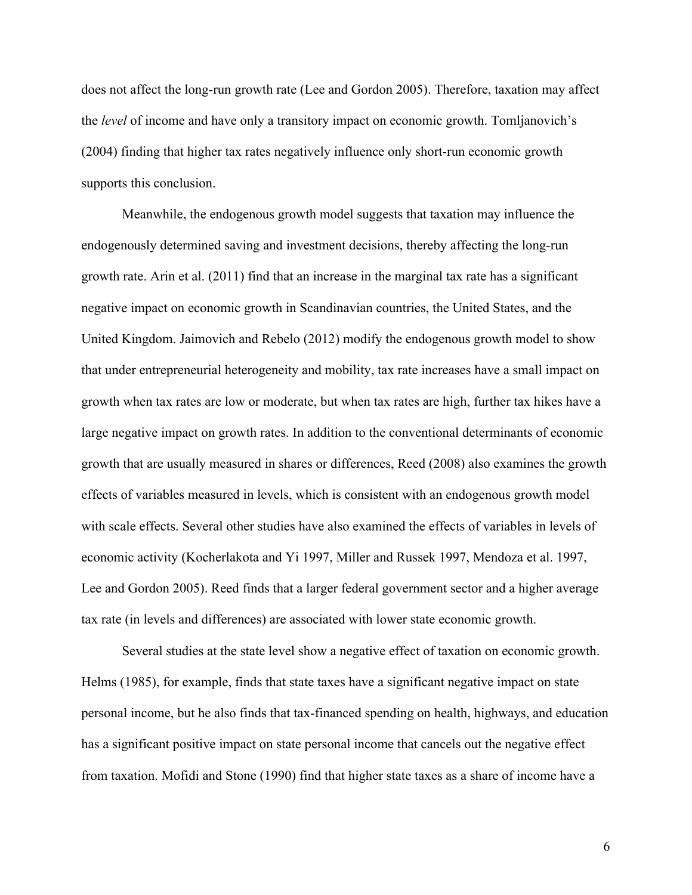does not affect the long-run growth rate (Lee and Gordon 2005). Therefore, taxation may affect the *level* of income and have only a transitory impact on economic growth. Tomljanovich's (2004) finding that higher tax rates negatively influence only short-run economic growth supports this conclusion.

Meanwhile, the endogenous growth model suggests that taxation may influence the endogenously determined saving and investment decisions, thereby affecting the long-run growth rate. Arin et al. (2011) find that an increase in the marginal tax rate has a significant negative impact on economic growth in Scandinavian countries, the United States, and the United Kingdom. Jaimovich and Rebelo (2012) modify the endogenous growth model to show that under entrepreneurial heterogeneity and mobility, tax rate increases have a small impact on growth when tax rates are low or moderate, but when tax rates are high, further tax hikes have a large negative impact on growth rates. In addition to the conventional determinants of economic growth that are usually measured in shares or differences, Reed (2008) also examines the growth effects of variables measured in levels, which is consistent with an endogenous growth model with scale effects. Several other studies have also examined the effects of variables in levels of economic activity (Kocherlakota and Yi 1997, Miller and Russek 1997, Mendoza et al. 1997, Lee and Gordon 2005). Reed finds that a larger federal government sector and a higher average tax rate (in levels and differences) are associated with lower state economic growth.

Several studies at the state level show a negative effect of taxation on economic growth. Helms (1985), for example, finds that state taxes have a significant negative impact on state personal income, but he also finds that tax-financed spending on health, highways, and education has a significant positive impact on state personal income that cancels out the negative effect from taxation. Mofidi and Stone (1990) find that higher state taxes as a share of income have a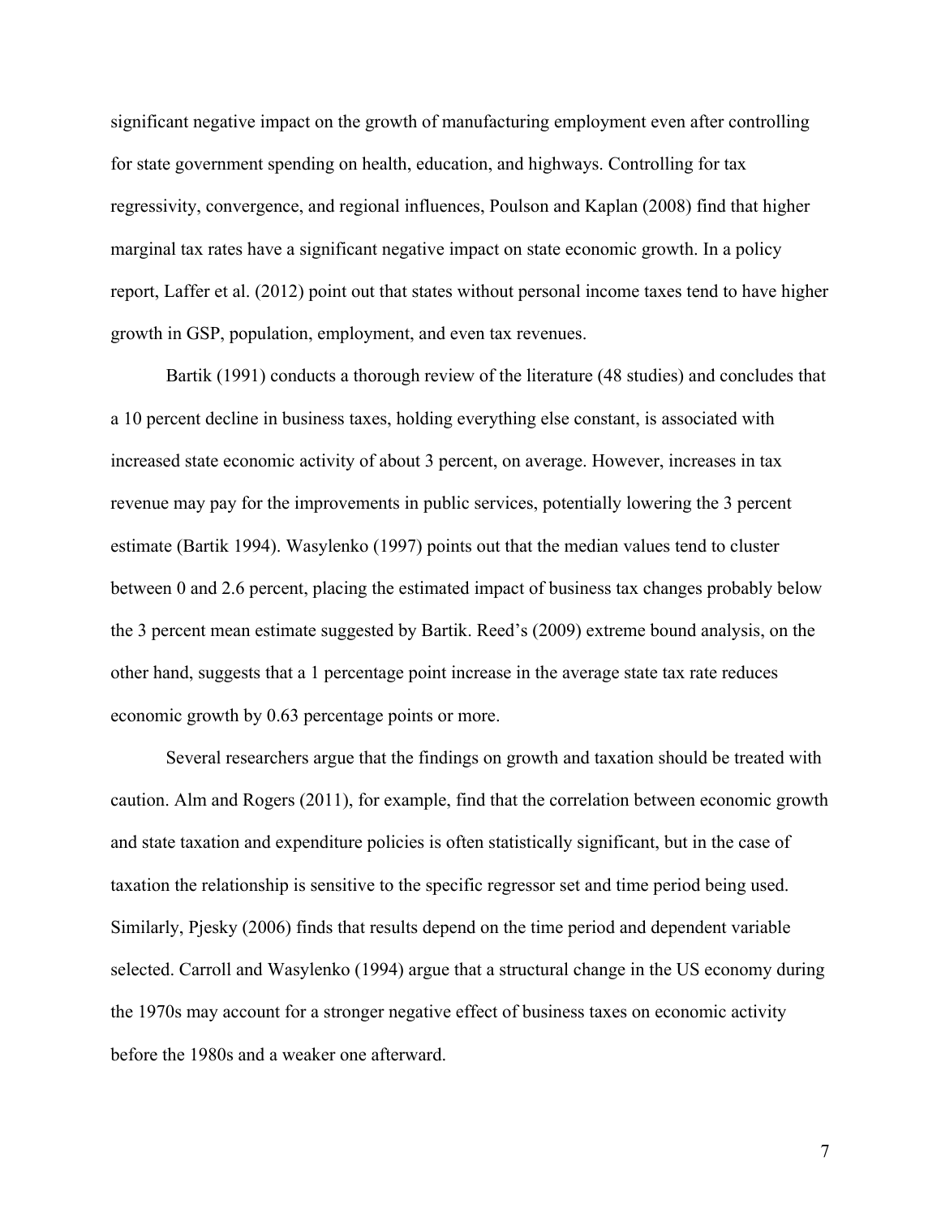significant negative impact on the growth of manufacturing employment even after controlling for state government spending on health, education, and highways. Controlling for tax regressivity, convergence, and regional influences, Poulson and Kaplan (2008) find that higher marginal tax rates have a significant negative impact on state economic growth. In a policy report, Laffer et al. (2012) point out that states without personal income taxes tend to have higher growth in GSP, population, employment, and even tax revenues.

Bartik (1991) conducts a thorough review of the literature (48 studies) and concludes that a 10 percent decline in business taxes, holding everything else constant, is associated with increased state economic activity of about 3 percent, on average. However, increases in tax revenue may pay for the improvements in public services, potentially lowering the 3 percent estimate (Bartik 1994). Wasylenko (1997) points out that the median values tend to cluster between 0 and 2.6 percent, placing the estimated impact of business tax changes probably below the 3 percent mean estimate suggested by Bartik. Reed's (2009) extreme bound analysis, on the other hand, suggests that a 1 percentage point increase in the average state tax rate reduces economic growth by 0.63 percentage points or more.

Several researchers argue that the findings on growth and taxation should be treated with caution. Alm and Rogers (2011), for example, find that the correlation between economic growth and state taxation and expenditure policies is often statistically significant, but in the case of taxation the relationship is sensitive to the specific regressor set and time period being used. Similarly, Pjesky (2006) finds that results depend on the time period and dependent variable selected. Carroll and Wasylenko (1994) argue that a structural change in the US economy during the 1970s may account for a stronger negative effect of business taxes on economic activity before the 1980s and a weaker one afterward.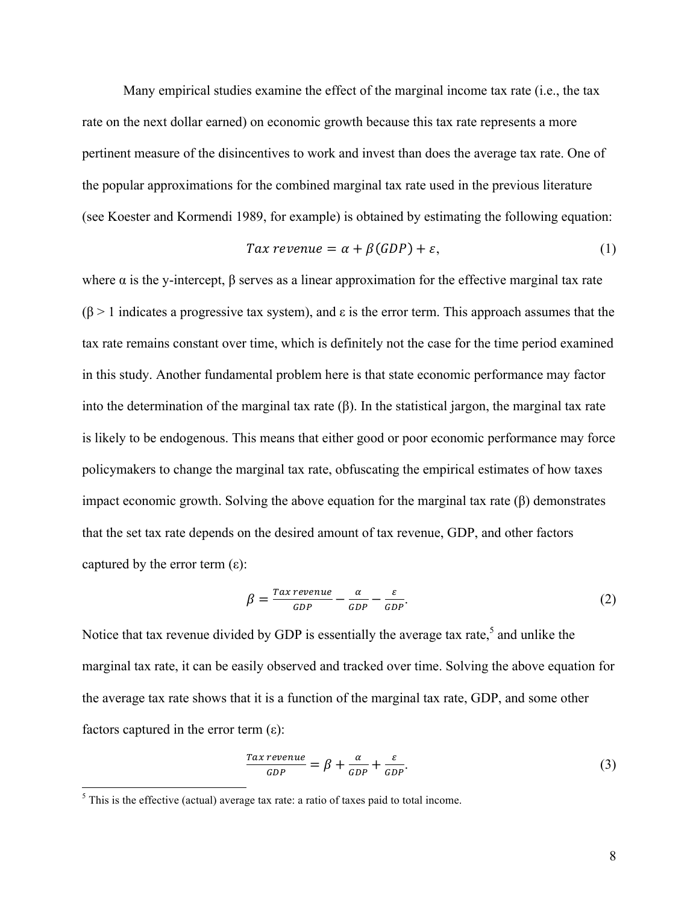Many empirical studies examine the effect of the marginal income tax rate (i.e., the tax rate on the next dollar earned) on economic growth because this tax rate represents a more pertinent measure of the disincentives to work and invest than does the average tax rate. One of the popular approximations for the combined marginal tax rate used in the previous literature (see Koester and Kormendi 1989, for example) is obtained by estimating the following equation:

$$Tax\ revenue = \alpha + \beta(GDP) + \varepsilon, \tag{1}$$

where α is the y-intercept, β serves as a linear approximation for the effective marginal tax rate (β > 1 indicates a progressive tax system), and ε is the error term. This approach assumes that the tax rate remains constant over time, which is definitely not the case for the time period examined in this study. Another fundamental problem here is that state economic performance may factor into the determination of the marginal tax rate (β). In the statistical jargon, the marginal tax rate is likely to be endogenous. This means that either good or poor economic performance may force policymakers to change the marginal tax rate, obfuscating the empirical estimates of how taxes impact economic growth. Solving the above equation for the marginal tax rate (β) demonstrates that the set tax rate depends on the desired amount of tax revenue, GDP, and other factors captured by the error term (ε):

$$\beta = \frac{Tax\ revenue}{GDP} - \frac{\alpha}{GDP} - \frac{\varepsilon}{GDP}. \tag{2}$$

Notice that tax revenue divided by GDP is essentially the average tax rate,[5] and unlike the marginal tax rate, it can be easily observed and tracked over time. Solving the above equation for the average tax rate shows that it is a function of the marginal tax rate, GDP, and some other factors captured in the error term (ε):

$$\frac{Tax\ revenue}{GDP} = \beta + \frac{\alpha}{GDP} + \frac{\varepsilon}{GDP}. \tag{3}$$

[5] This is the effective (actual) average tax rate: a ratio of taxes paid to total income.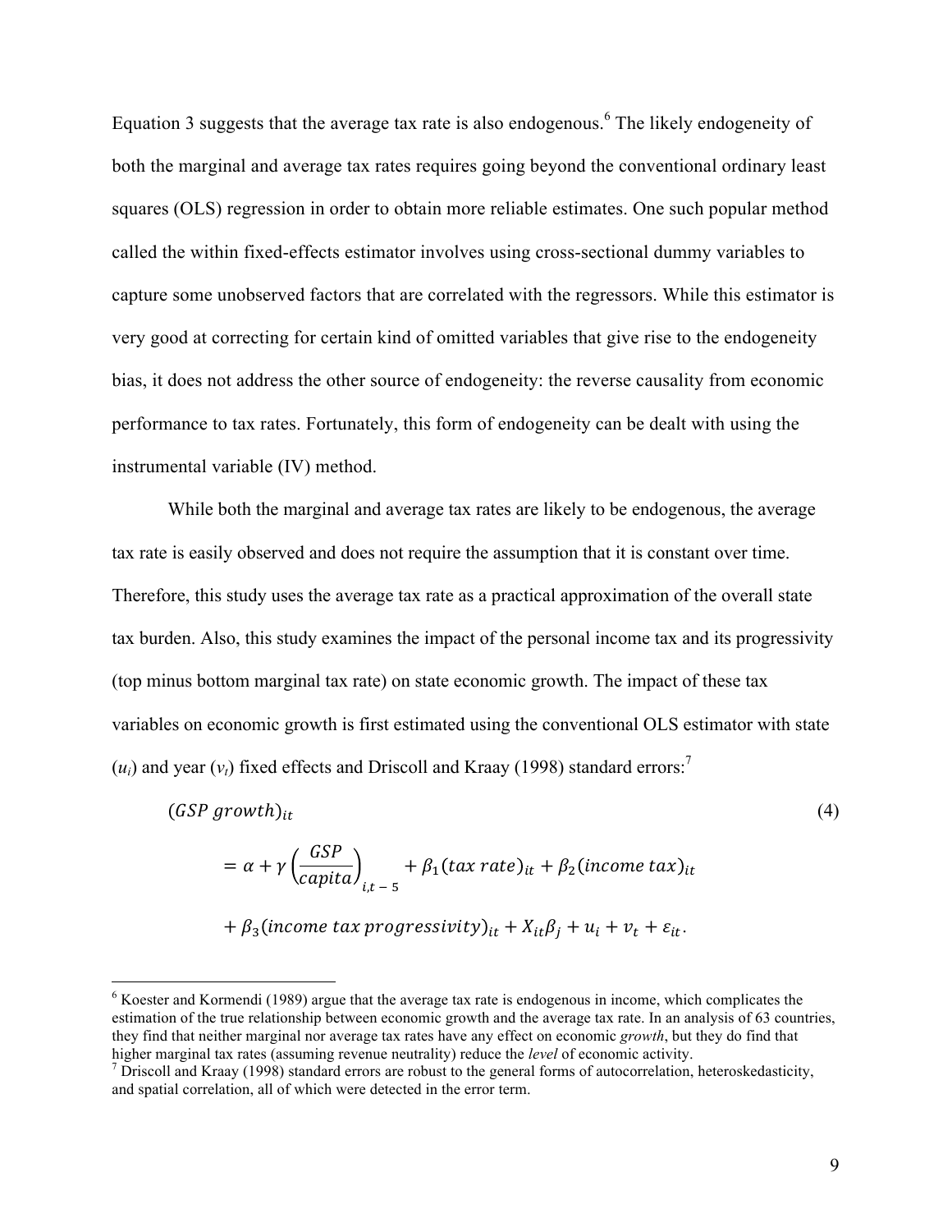Equation 3 suggests that the average tax rate is also endogenous.[6] The likely endogeneity of both the marginal and average tax rates requires going beyond the conventional ordinary least squares (OLS) regression in order to obtain more reliable estimates. One such popular method called the within fixed-effects estimator involves using cross-sectional dummy variables to capture some unobserved factors that are correlated with the regressors. While this estimator is very good at correcting for certain kind of omitted variables that give rise to the endogeneity bias, it does not address the other source of endogeneity: the reverse causality from economic performance to tax rates. Fortunately, this form of endogeneity can be dealt with using the instrumental variable (IV) method.

While both the marginal and average tax rates are likely to be endogenous, the average tax rate is easily observed and does not require the assumption that it is constant over time. Therefore, this study uses the average tax rate as a practical approximation of the overall state tax burden. Also, this study examines the impact of the personal income tax and its progressivity (top minus bottom marginal tax rate) on state economic growth. The impact of these tax variables on economic growth is first estimated using the conventional OLS estimator with state ($u_i$) and year ($v_t$) fixed effects and Driscoll and Kraay (1998) standard errors:[7]

$$
\begin{aligned}
&(GSP\ growth)_{it} \\
&\quad = \alpha + \gamma \left(\frac{GSP}{capita}\right)_{i,t-5} + \beta_1 (tax\ rate)_{it} + \beta_2 (income\ tax)_{it} \\
&\quad + \beta_3 (income\ tax\ progressivity)_{it} + X_{it}\beta_j + u_i + v_t + \varepsilon_{it}.
\end{aligned}
\tag{4}
$$

---

[6] Koester and Kormendi (1989) argue that the average tax rate is endogenous in income, which complicates the estimation of the true relationship between economic growth and the average tax rate. In an analysis of 63 countries, they find that neither marginal nor average tax rates have any effect on economic *growth*, but they do find that higher marginal tax rates (assuming revenue neutrality) reduce the *level* of economic activity.

[7] Driscoll and Kraay (1998) standard errors are robust to the general forms of autocorrelation, heteroskedasticity, and spatial correlation, all of which were detected in the error term.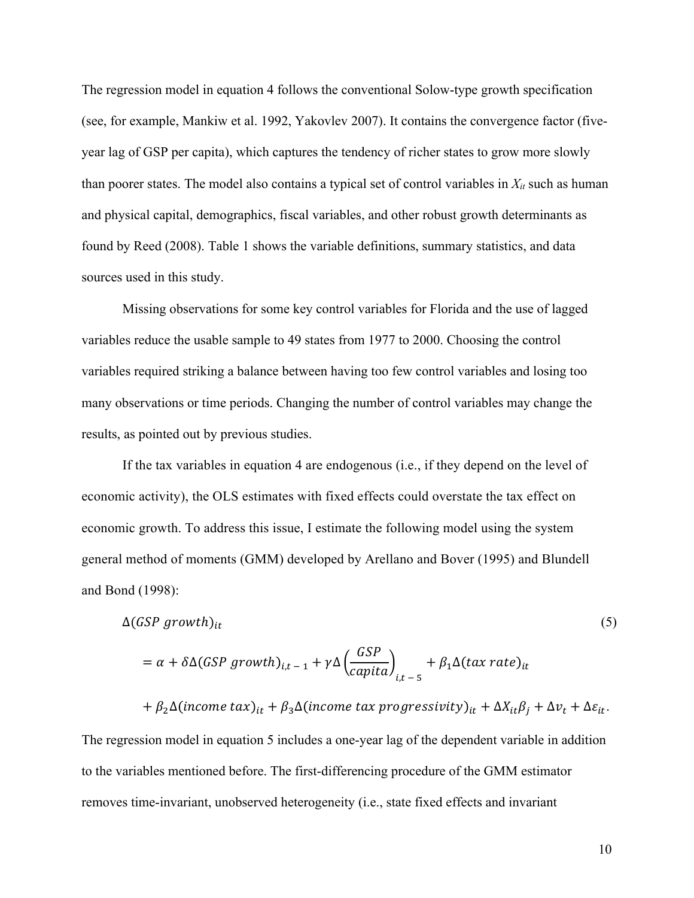The regression model in equation 4 follows the conventional Solow-type growth specification (see, for example, Mankiw et al. 1992, Yakovlev 2007). It contains the convergence factor (five-year lag of GSP per capita), which captures the tendency of richer states to grow more slowly than poorer states. The model also contains a typical set of control variables in $X_{it}$ such as human and physical capital, demographics, fiscal variables, and other robust growth determinants as found by Reed (2008). Table 1 shows the variable definitions, summary statistics, and data sources used in this study.

Missing observations for some key control variables for Florida and the use of lagged variables reduce the usable sample to 49 states from 1977 to 2000. Choosing the control variables required striking a balance between having too few control variables and losing too many observations or time periods. Changing the number of control variables may change the results, as pointed out by previous studies.

If the tax variables in equation 4 are endogenous (i.e., if they depend on the level of economic activity), the OLS estimates with fixed effects could overstate the tax effect on economic growth. To address this issue, I estimate the following model using the system general method of moments (GMM) developed by Arellano and Bover (1995) and Blundell and Bond (1998):

$$
\begin{aligned}
&\Delta(GSP\ growth)_{it} \qquad (5)\\
&= \alpha + \delta\Delta(GSP\ growth)_{i,t-1} + \gamma\Delta\left(\frac{GSP}{capita}\right)_{i,t-5} + \beta_1\Delta(tax\ rate)_{it}\\
&+ \beta_2\Delta(income\ tax)_{it} + \beta_3\Delta(income\ tax\ progressivity)_{it} + \Delta X_{it}\beta_j + \Delta v_t + \Delta\varepsilon_{it}.
\end{aligned}
$$

The regression model in equation 5 includes a one-year lag of the dependent variable in addition to the variables mentioned before. The first-differencing procedure of the GMM estimator removes time-invariant, unobserved heterogeneity (i.e., state fixed effects and invariant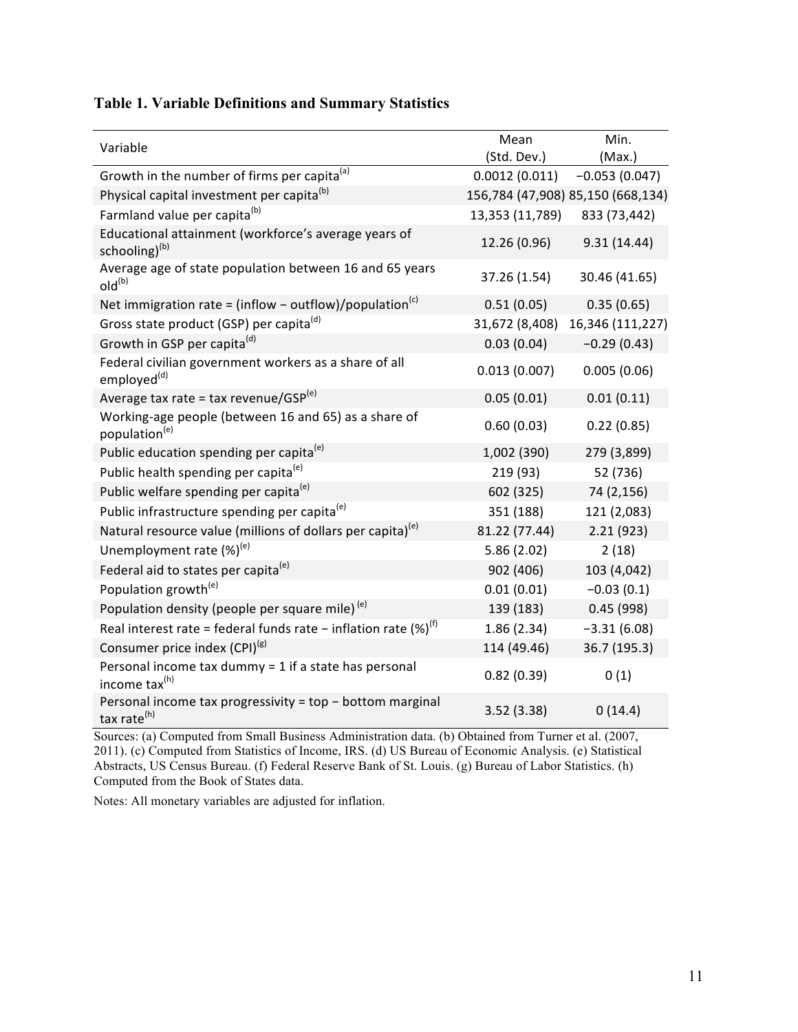**Table 1. Variable Definitions and Summary Statistics**

| Variable | Mean (Std. Dev.) | Min. (Max.) |
|---|---|---|
| Growth in the number of firms per capita[a] | 0.0012 (0.011) | −0.053 (0.047) |
| Physical capital investment per capita[b] | 156,784 (47,908) | 85,150 (668,134) |
| Farmland value per capita[b] | 13,353 (11,789) | 833 (73,442) |
| Educational attainment (workforce's average years of schooling)[b] | 12.26 (0.96) | 9.31 (14.44) |
| Average age of state population between 16 and 65 years old[b] | 37.26 (1.54) | 30.46 (41.65) |
| Net immigration rate = (inflow − outflow)/population[c] | 0.51 (0.05) | 0.35 (0.65) |
| Gross state product (GSP) per capita[d] | 31,672 (8,408) | 16,346 (111,227) |
| Growth in GSP per capita[d] | 0.03 (0.04) | −0.29 (0.43) |
| Federal civilian government workers as a share of all employed[d] | 0.013 (0.007) | 0.005 (0.06) |
| Average tax rate = tax revenue/GSP[e] | 0.05 (0.01) | 0.01 (0.11) |
| Working-age people (between 16 and 65) as a share of population[e] | 0.60 (0.03) | 0.22 (0.85) |
| Public education spending per capita[e] | 1,002 (390) | 279 (3,899) |
| Public health spending per capita[e] | 219 (93) | 52 (736) |
| Public welfare spending per capita[e] | 602 (325) | 74 (2,156) |
| Public infrastructure spending per capita[e] | 351 (188) | 121 (2,083) |
| Natural resource value (millions of dollars per capita)[e] | 81.22 (77.44) | 2.21 (923) |
| Unemployment rate (%)[e] | 5.86 (2.02) | 2 (18) |
| Federal aid to states per capita[e] | 902 (406) | 103 (4,042) |
| Population growth[e] | 0.01 (0.01) | −0.03 (0.1) |
| Population density (people per square mile)[e] | 139 (183) | 0.45 (998) |
| Real interest rate = federal funds rate − inflation rate (%)[f] | 1.86 (2.34) | −3.31 (6.08) |
| Consumer price index (CPI)[g] | 114 (49.46) | 36.7 (195.3) |
| Personal income tax dummy = 1 if a state has personal income tax[h] | 0.82 (0.39) | 0 (1) |
| Personal income tax progressivity = top − bottom marginal tax rate[h] | 3.52 (3.38) | 0 (14.4) |

Sources: (a) Computed from Small Business Administration data. (b) Obtained from Turner et al. (2007, 2011). (c) Computed from Statistics of Income, IRS. (d) US Bureau of Economic Analysis. (e) Statistical Abstracts, US Census Bureau. (f) Federal Reserve Bank of St. Louis. (g) Bureau of Labor Statistics. (h) Computed from the Book of States data.

Notes: All monetary variables are adjusted for inflation.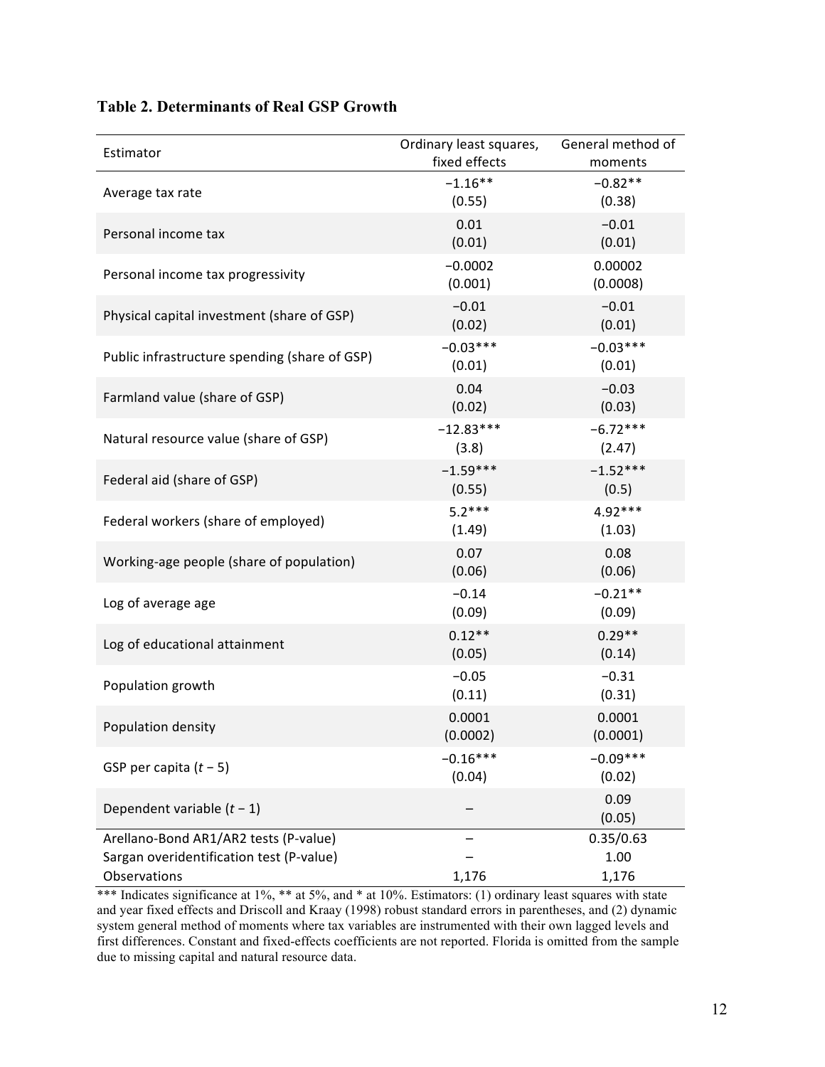**Table 2. Determinants of Real GSP Growth**

| Estimator | Ordinary least squares, fixed effects | General method of moments |
|---|---|---|
| Average tax rate | −1.16** (0.55) | −0.82** (0.38) |
| Personal income tax | 0.01 (0.01) | −0.01 (0.01) |
| Personal income tax progressivity | −0.0002 (0.001) | 0.00002 (0.0008) |
| Physical capital investment (share of GSP) | −0.01 (0.02) | −0.01 (0.01) |
| Public infrastructure spending (share of GSP) | −0.03*** (0.01) | −0.03*** (0.01) |
| Farmland value (share of GSP) | 0.04 (0.02) | −0.03 (0.03) |
| Natural resource value (share of GSP) | −12.83*** (3.8) | −6.72*** (2.47) |
| Federal aid (share of GSP) | −1.59*** (0.55) | −1.52*** (0.5) |
| Federal workers (share of employed) | 5.2*** (1.49) | 4.92*** (1.03) |
| Working-age people (share of population) | 0.07 (0.06) | 0.08 (0.06) |
| Log of average age | −0.14 (0.09) | −0.21** (0.09) |
| Log of educational attainment | 0.12** (0.05) | 0.29** (0.14) |
| Population growth | −0.05 (0.11) | −0.31 (0.31) |
| Population density | 0.0001 (0.0002) | 0.0001 (0.0001) |
| GSP per capita ($t-5$) | −0.16*** (0.04) | −0.09*** (0.02) |
| Dependent variable ($t-1$) | – | 0.09 (0.05) |
| Arellano-Bond AR1/AR2 tests (P-value) | – | 0.35/0.63 |
| Sargan overidentification test (P-value) | – | 1.00 |
| Observations | 1,176 | 1,176 |

*** Indicates significance at 1%, ** at 5%, and * at 10%. Estimators: (1) ordinary least squares with state and year fixed effects and Driscoll and Kraay (1998) robust standard errors in parentheses, and (2) dynamic system general method of moments where tax variables are instrumented with their own lagged levels and first differences. Constant and fixed-effects coefficients are not reported. Florida is omitted from the sample due to missing capital and natural resource data.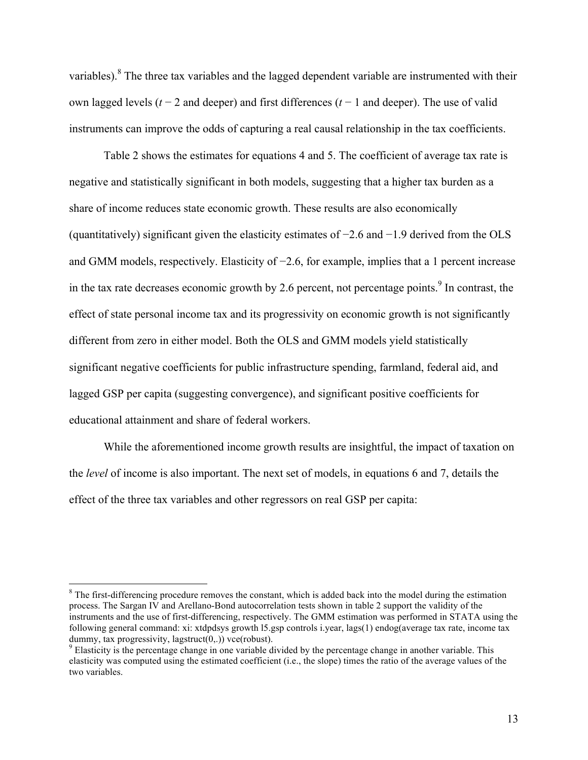variables).[8] The three tax variables and the lagged dependent variable are instrumented with their own lagged levels ($t - 2$ and deeper) and first differences ($t - 1$ and deeper). The use of valid instruments can improve the odds of capturing a real causal relationship in the tax coefficients.

Table 2 shows the estimates for equations 4 and 5. The coefficient of average tax rate is negative and statistically significant in both models, suggesting that a higher tax burden as a share of income reduces state economic growth. These results are also economically (quantitatively) significant given the elasticity estimates of −2.6 and −1.9 derived from the OLS and GMM models, respectively. Elasticity of −2.6, for example, implies that a 1 percent increase in the tax rate decreases economic growth by 2.6 percent, not percentage points.[9] In contrast, the effect of state personal income tax and its progressivity on economic growth is not significantly different from zero in either model. Both the OLS and GMM models yield statistically significant negative coefficients for public infrastructure spending, farmland, federal aid, and lagged GSP per capita (suggesting convergence), and significant positive coefficients for educational attainment and share of federal workers.

While the aforementioned income growth results are insightful, the impact of taxation on the *level* of income is also important. The next set of models, in equations 6 and 7, details the effect of the three tax variables and other regressors on real GSP per capita:

---

[8] The first-differencing procedure removes the constant, which is added back into the model during the estimation process. The Sargan IV and Arellano-Bond autocorrelation tests shown in table 2 support the validity of the instruments and the use of first-differencing, respectively. The GMM estimation was performed in STATA using the following general command: xi: xtdpdsys growth l5.gsp controls i.year, lags(1) endog(average tax rate, income tax dummy, tax progressivity, lagstruct(0,.)) vce(robust).

[9] Elasticity is the percentage change in one variable divided by the percentage change in another variable. This elasticity was computed using the estimated coefficient (i.e., the slope) times the ratio of the average values of the two variables.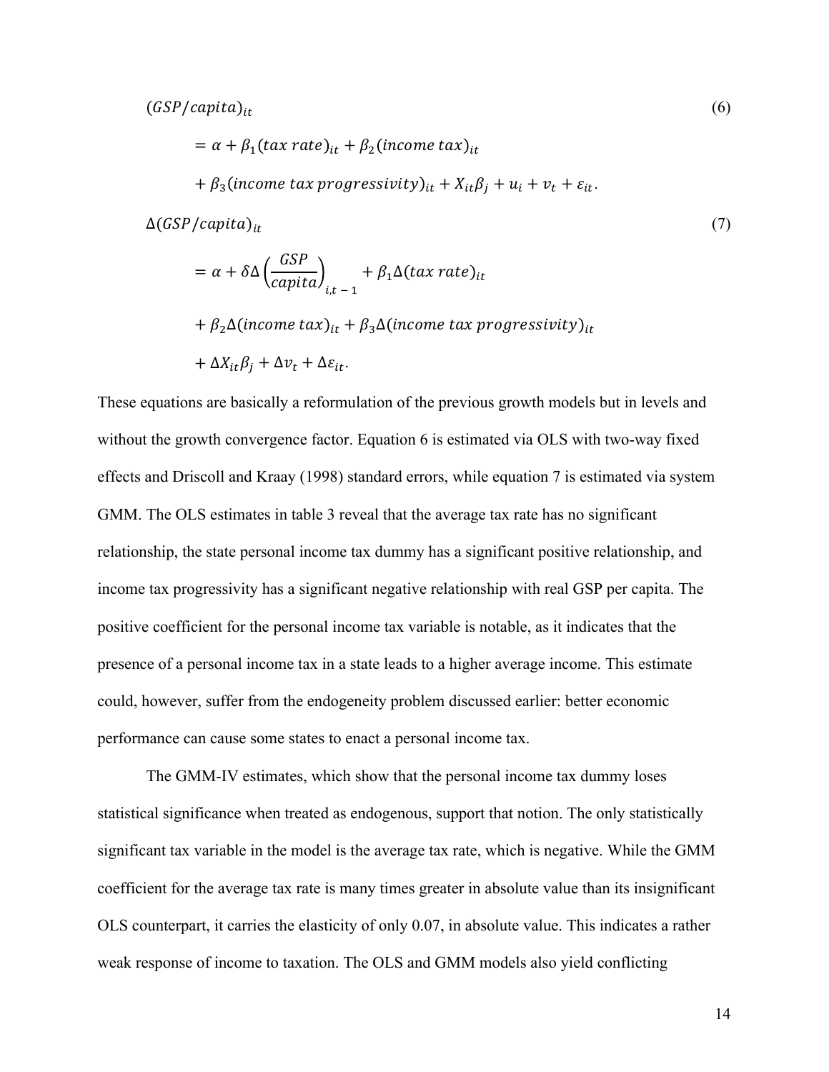$$
\begin{aligned}
(GSP/capita)_{it} \quad & \quad (6) \\
&= \alpha + \beta_1 (tax\ rate)_{it} + \beta_2 (income\ tax)_{it} \\
&\quad + \beta_3 (income\ tax\ progressivity)_{it} + X_{it}\beta_j + u_i + v_t + \varepsilon_{it}.
\end{aligned}
$$

$$
\begin{aligned}
\Delta(GSP/capita)_{it} \quad & \quad (7) \\
&= \alpha + \delta \Delta\left(\frac{GSP}{capita}\right)_{i,t-1} + \beta_1 \Delta(tax\ rate)_{it} \\
&\quad + \beta_2 \Delta(income\ tax)_{it} + \beta_3 \Delta(income\ tax\ progressivity)_{it} \\
&\quad + \Delta X_{it}\beta_j + \Delta v_t + \Delta\varepsilon_{it}.
\end{aligned}
$$

These equations are basically a reformulation of the previous growth models but in levels and without the growth convergence factor. Equation 6 is estimated via OLS with two-way fixed effects and Driscoll and Kraay (1998) standard errors, while equation 7 is estimated via system GMM. The OLS estimates in table 3 reveal that the average tax rate has no significant relationship, the state personal income tax dummy has a significant positive relationship, and income tax progressivity has a significant negative relationship with real GSP per capita. The positive coefficient for the personal income tax variable is notable, as it indicates that the presence of a personal income tax in a state leads to a higher average income. This estimate could, however, suffer from the endogeneity problem discussed earlier: better economic performance can cause some states to enact a personal income tax.

The GMM-IV estimates, which show that the personal income tax dummy loses statistical significance when treated as endogenous, support that notion. The only statistically significant tax variable in the model is the average tax rate, which is negative. While the GMM coefficient for the average tax rate is many times greater in absolute value than its insignificant OLS counterpart, it carries the elasticity of only 0.07, in absolute value. This indicates a rather weak response of income to taxation. The OLS and GMM models also yield conflicting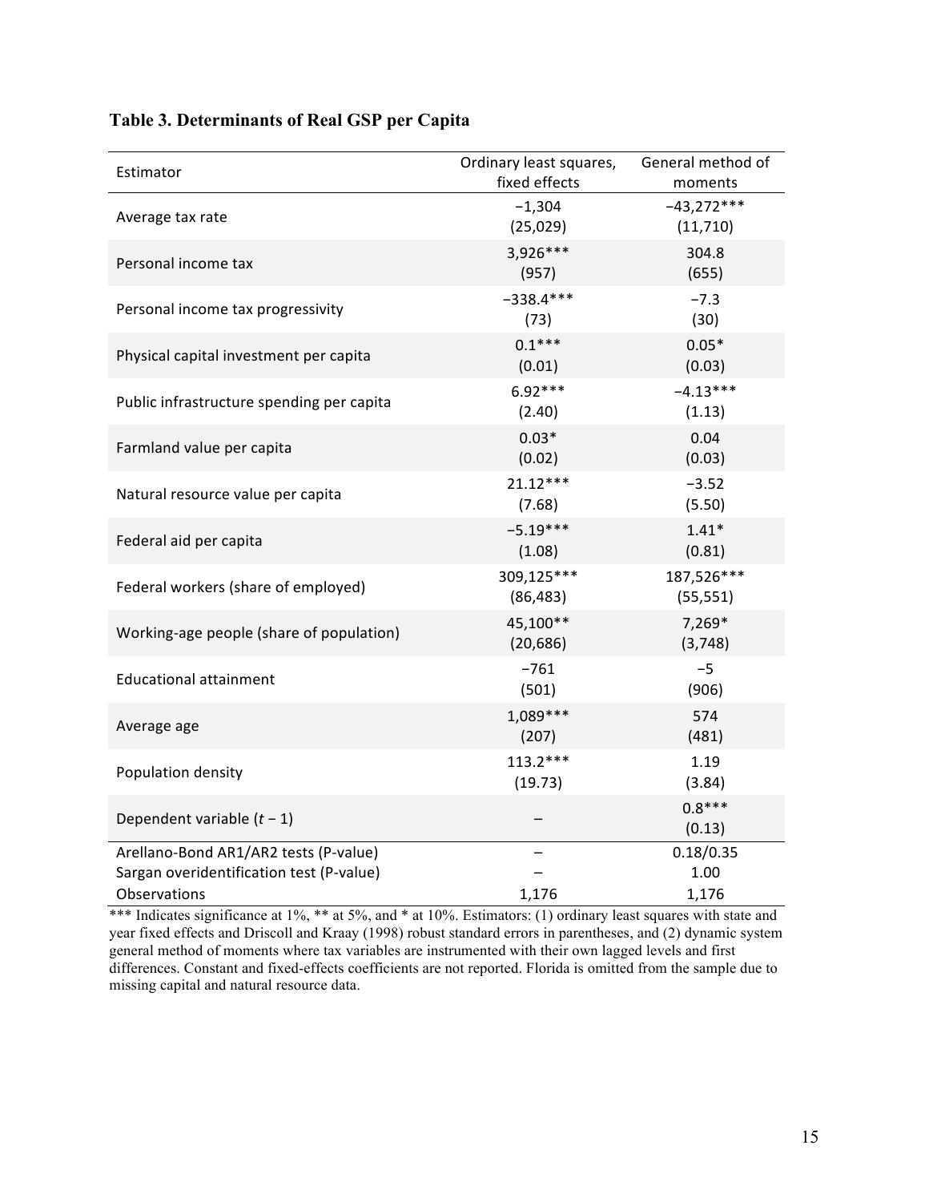**Table 3. Determinants of Real GSP per Capita**

| Estimator | Ordinary least squares, fixed effects | General method of moments |
|---|---|---|
| Average tax rate | −1,304<br>(25,029) | −43,272***<br>(11,710) |
| Personal income tax | 3,926***<br>(957) | 304.8<br>(655) |
| Personal income tax progressivity | −338.4***<br>(73) | −7.3<br>(30) |
| Physical capital investment per capita | 0.1***<br>(0.01) | 0.05*<br>(0.03) |
| Public infrastructure spending per capita | 6.92***<br>(2.40) | −4.13***<br>(1.13) |
| Farmland value per capita | 0.03*<br>(0.02) | 0.04<br>(0.03) |
| Natural resource value per capita | 21.12***<br>(7.68) | −3.52<br>(5.50) |
| Federal aid per capita | −5.19***<br>(1.08) | 1.41*<br>(0.81) |
| Federal workers (share of employed) | 309,125***<br>(86,483) | 187,526***<br>(55,551) |
| Working-age people (share of population) | 45,100**<br>(20,686) | 7,269*<br>(3,748) |
| Educational attainment | −761<br>(501) | −5<br>(906) |
| Average age | 1,089***<br>(207) | 574<br>(481) |
| Population density | 113.2***<br>(19.73) | 1.19<br>(3.84) |
| Dependent variable ($t - 1$) | – | 0.8***<br>(0.13) |
| Arellano-Bond AR1/AR2 tests (P-value) | – | 0.18/0.35 |
| Sargan overidentification test (P-value) | – | 1.00 |
| Observations | 1,176 | 1,176 |

*** Indicates significance at 1%, ** at 5%, and * at 10%. Estimators: (1) ordinary least squares with state and year fixed effects and Driscoll and Kraay (1998) robust standard errors in parentheses, and (2) dynamic system general method of moments where tax variables are instrumented with their own lagged levels and first differences. Constant and fixed-effects coefficients are not reported. Florida is omitted from the sample due to missing capital and natural resource data.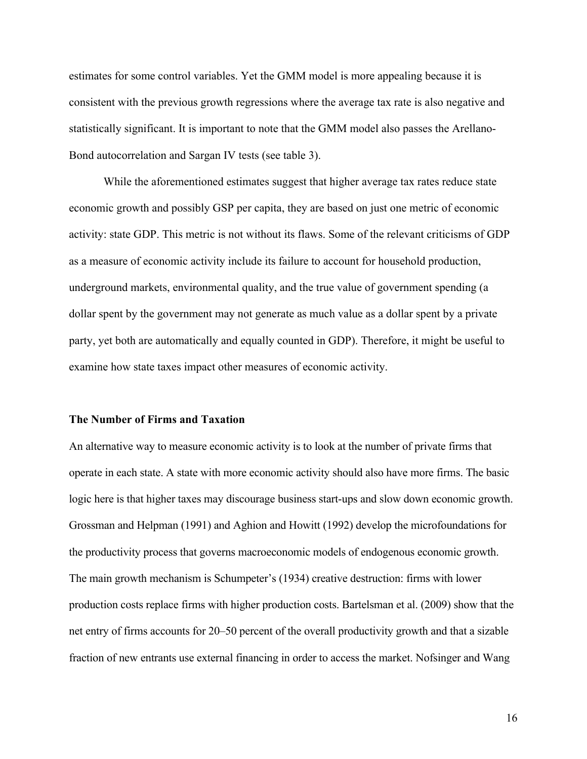estimates for some control variables. Yet the GMM model is more appealing because it is consistent with the previous growth regressions where the average tax rate is also negative and statistically significant. It is important to note that the GMM model also passes the Arellano-Bond autocorrelation and Sargan IV tests (see table 3).

While the aforementioned estimates suggest that higher average tax rates reduce state economic growth and possibly GSP per capita, they are based on just one metric of economic activity: state GDP. This metric is not without its flaws. Some of the relevant criticisms of GDP as a measure of economic activity include its failure to account for household production, underground markets, environmental quality, and the true value of government spending (a dollar spent by the government may not generate as much value as a dollar spent by a private party, yet both are automatically and equally counted in GDP). Therefore, it might be useful to examine how state taxes impact other measures of economic activity.

### The Number of Firms and Taxation

An alternative way to measure economic activity is to look at the number of private firms that operate in each state. A state with more economic activity should also have more firms. The basic logic here is that higher taxes may discourage business start-ups and slow down economic growth. Grossman and Helpman (1991) and Aghion and Howitt (1992) develop the microfoundations for the productivity process that governs macroeconomic models of endogenous economic growth. The main growth mechanism is Schumpeter's (1934) creative destruction: firms with lower production costs replace firms with higher production costs. Bartelsman et al. (2009) show that the net entry of firms accounts for 20–50 percent of the overall productivity growth and that a sizable fraction of new entrants use external financing in order to access the market. Nofsinger and Wang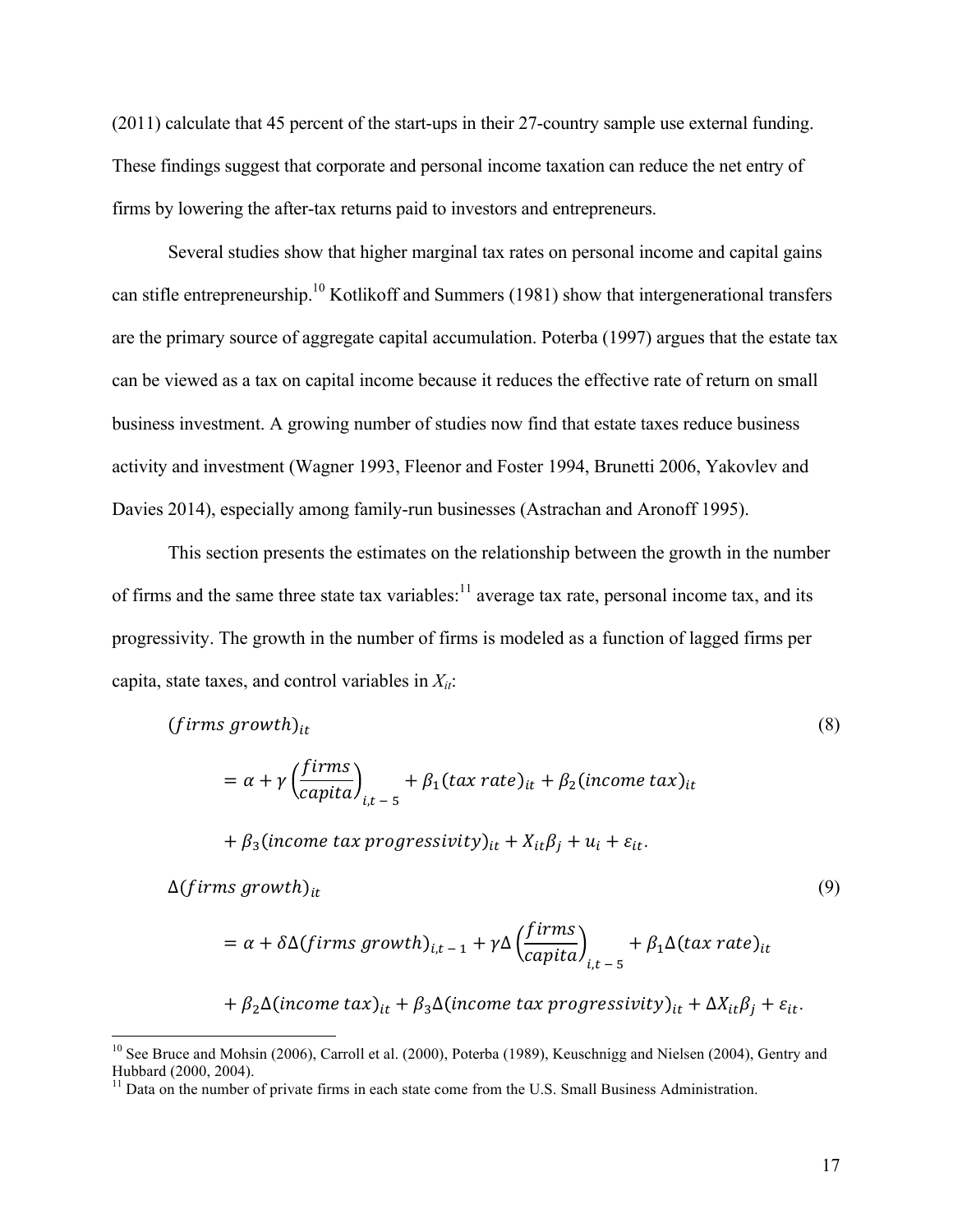(2011) calculate that 45 percent of the start-ups in their 27-country sample use external funding. These findings suggest that corporate and personal income taxation can reduce the net entry of firms by lowering the after-tax returns paid to investors and entrepreneurs.

Several studies show that higher marginal tax rates on personal income and capital gains can stifle entrepreneurship.[10] Kotlikoff and Summers (1981) show that intergenerational transfers are the primary source of aggregate capital accumulation. Poterba (1997) argues that the estate tax can be viewed as a tax on capital income because it reduces the effective rate of return on small business investment. A growing number of studies now find that estate taxes reduce business activity and investment (Wagner 1993, Fleenor and Foster 1994, Brunetti 2006, Yakovlev and Davies 2014), especially among family-run businesses (Astrachan and Aronoff 1995).

This section presents the estimates on the relationship between the growth in the number of firms and the same three state tax variables:[11] average tax rate, personal income tax, and its progressivity. The growth in the number of firms is modeled as a function of lagged firms per capita, state taxes, and control variables in $X_{it}$:

$$(firms\ growth)_{it} = \alpha + \gamma \left(\frac{firms}{capita}\right)_{i,t-5} + \beta_1 (tax\ rate)_{it} + \beta_2 (income\ tax)_{it} + \beta_3 (income\ tax\ progressivity)_{it} + X_{it}\beta_j + u_i + \varepsilon_{it}. \tag{8}$$

$$\Delta(firms\ growth)_{it} = \alpha + \delta \Delta(firms\ growth)_{i,t-1} + \gamma \Delta \left(\frac{firms}{capita}\right)_{i,t-5} + \beta_1 \Delta(tax\ rate)_{it} + \beta_2 \Delta(income\ tax)_{it} + \beta_3 \Delta(income\ tax\ progressivity)_{it} + \Delta X_{it}\beta_j + \varepsilon_{it}. \tag{9}$$

[10] See Bruce and Mohsin (2006), Carroll et al. (2000), Poterba (1989), Keuschnigg and Nielsen (2004), Gentry and Hubbard (2000, 2004).

[11] Data on the number of private firms in each state come from the U.S. Small Business Administration.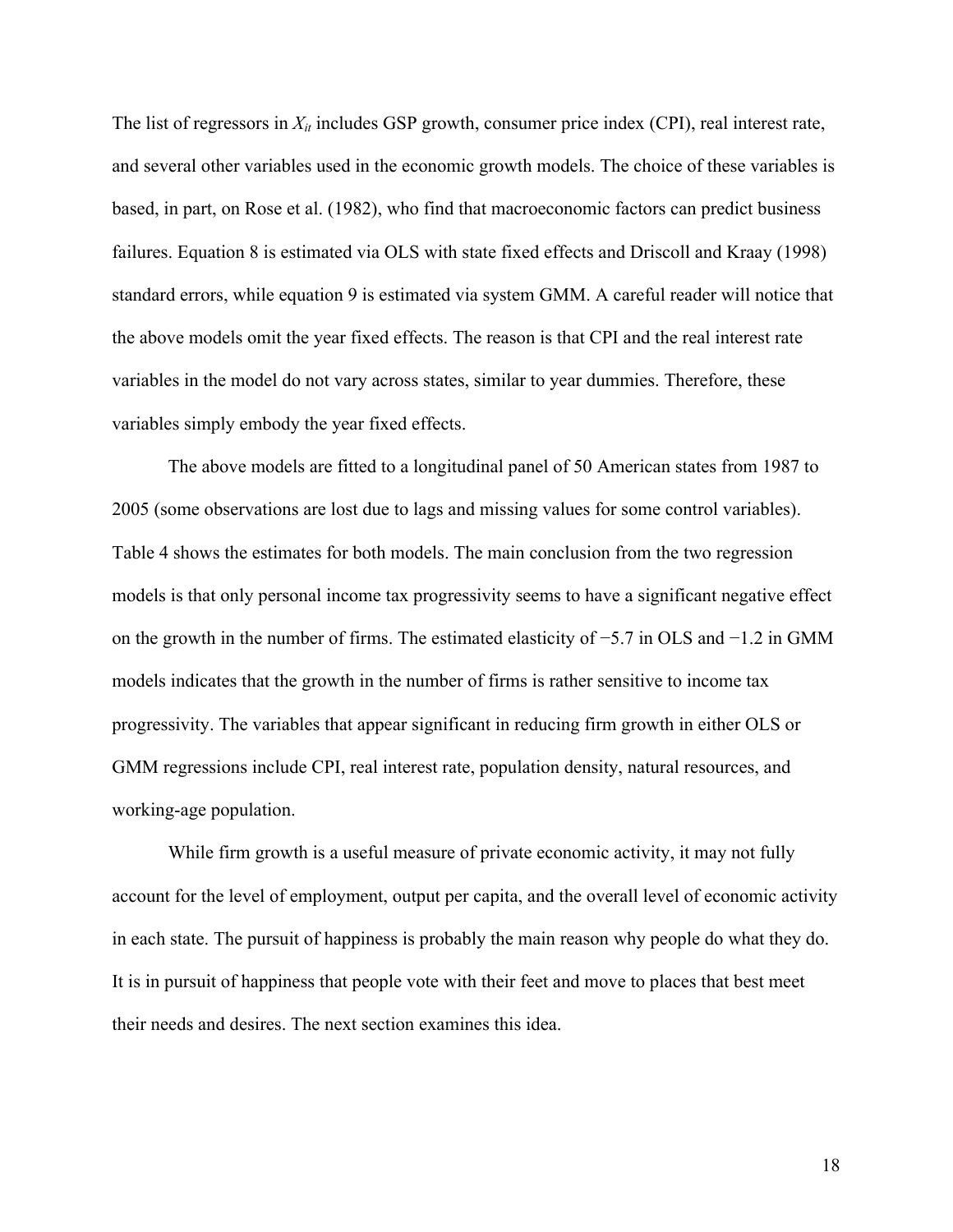The list of regressors in $X_{it}$ includes GSP growth, consumer price index (CPI), real interest rate, and several other variables used in the economic growth models. The choice of these variables is based, in part, on Rose et al. (1982), who find that macroeconomic factors can predict business failures. Equation 8 is estimated via OLS with state fixed effects and Driscoll and Kraay (1998) standard errors, while equation 9 is estimated via system GMM. A careful reader will notice that the above models omit the year fixed effects. The reason is that CPI and the real interest rate variables in the model do not vary across states, similar to year dummies. Therefore, these variables simply embody the year fixed effects.

The above models are fitted to a longitudinal panel of 50 American states from 1987 to 2005 (some observations are lost due to lags and missing values for some control variables). Table 4 shows the estimates for both models. The main conclusion from the two regression models is that only personal income tax progressivity seems to have a significant negative effect on the growth in the number of firms. The estimated elasticity of −5.7 in OLS and −1.2 in GMM models indicates that the growth in the number of firms is rather sensitive to income tax progressivity. The variables that appear significant in reducing firm growth in either OLS or GMM regressions include CPI, real interest rate, population density, natural resources, and working-age population.

While firm growth is a useful measure of private economic activity, it may not fully account for the level of employment, output per capita, and the overall level of economic activity in each state. The pursuit of happiness is probably the main reason why people do what they do. It is in pursuit of happiness that people vote with their feet and move to places that best meet their needs and desires. The next section examines this idea.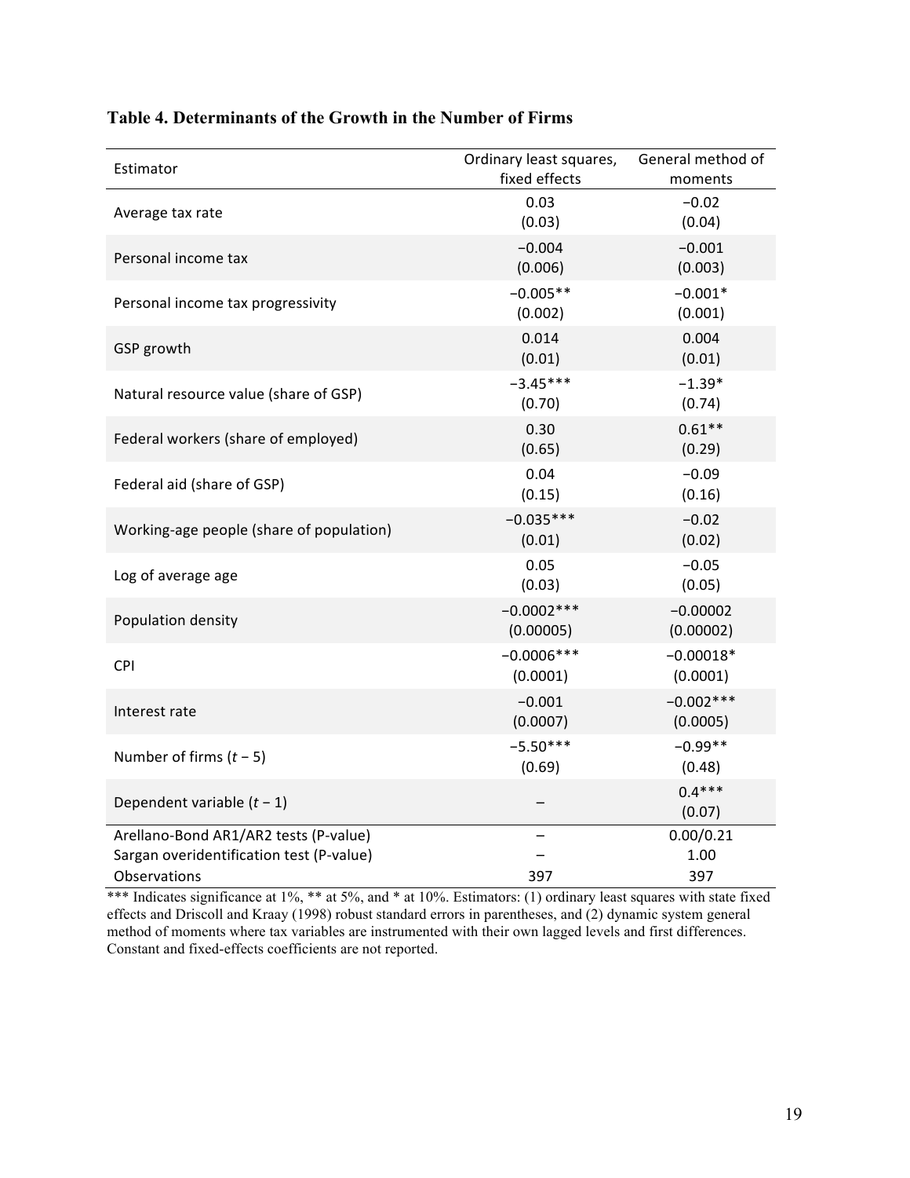**Table 4. Determinants of the Growth in the Number of Firms**

| Estimator | Ordinary least squares, fixed effects | General method of moments |
|---|---|---|
| Average tax rate | 0.03<br>(0.03) | −0.02<br>(0.04) |
| Personal income tax | −0.004<br>(0.006) | −0.001<br>(0.003) |
| Personal income tax progressivity | −0.005**<br>(0.002) | −0.001*<br>(0.001) |
| GSP growth | 0.014<br>(0.01) | 0.004<br>(0.01) |
| Natural resource value (share of GSP) | −3.45***<br>(0.70) | −1.39*<br>(0.74) |
| Federal workers (share of employed) | 0.30<br>(0.65) | 0.61**<br>(0.29) |
| Federal aid (share of GSP) | 0.04<br>(0.15) | −0.09<br>(0.16) |
| Working-age people (share of population) | −0.035***<br>(0.01) | −0.02<br>(0.02) |
| Log of average age | 0.05<br>(0.03) | −0.05<br>(0.05) |
| Population density | −0.0002***<br>(0.00005) | −0.00002<br>(0.00002) |
| CPI | −0.0006***<br>(0.0001) | −0.00018*<br>(0.0001) |
| Interest rate | −0.001<br>(0.0007) | −0.002***<br>(0.0005) |
| Number of firms ($t$ − 5) | −5.50***<br>(0.69) | −0.99**<br>(0.48) |
| Dependent variable ($t$ − 1) | – | 0.4***<br>(0.07) |
| Arellano-Bond AR1/AR2 tests (P-value) | – | 0.00/0.21 |
| Sargan overidentification test (P-value) | – | 1.00 |
| Observations | 397 | 397 |

*** Indicates significance at 1%, ** at 5%, and * at 10%. Estimators: (1) ordinary least squares with state fixed effects and Driscoll and Kraay (1998) robust standard errors in parentheses, and (2) dynamic system general method of moments where tax variables are instrumented with their own lagged levels and first differences. Constant and fixed-effects coefficients are not reported.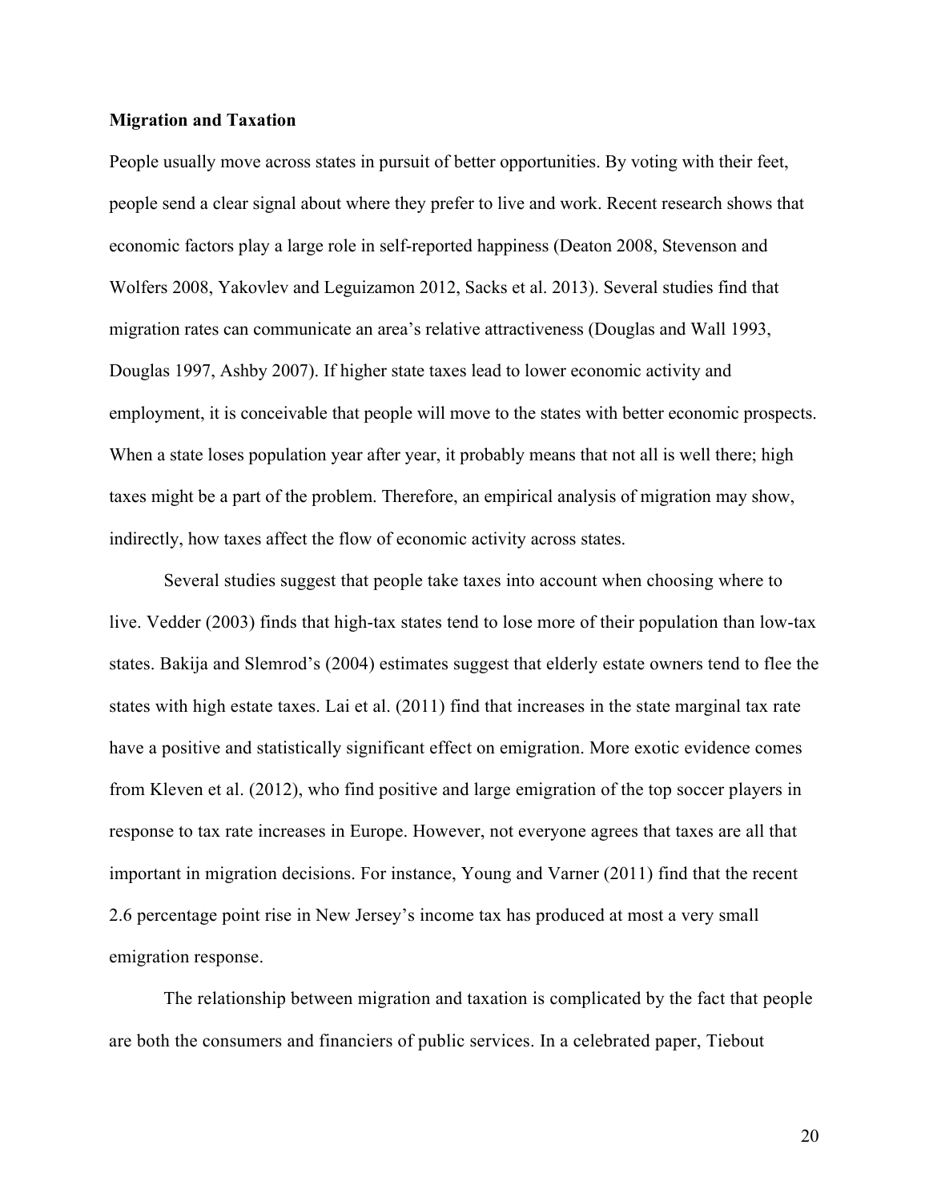**Migration and Taxation**

People usually move across states in pursuit of better opportunities. By voting with their feet, people send a clear signal about where they prefer to live and work. Recent research shows that economic factors play a large role in self-reported happiness (Deaton 2008, Stevenson and Wolfers 2008, Yakovlev and Leguizamon 2012, Sacks et al. 2013). Several studies find that migration rates can communicate an area's relative attractiveness (Douglas and Wall 1993, Douglas 1997, Ashby 2007). If higher state taxes lead to lower economic activity and employment, it is conceivable that people will move to the states with better economic prospects. When a state loses population year after year, it probably means that not all is well there; high taxes might be a part of the problem. Therefore, an empirical analysis of migration may show, indirectly, how taxes affect the flow of economic activity across states.

Several studies suggest that people take taxes into account when choosing where to live. Vedder (2003) finds that high-tax states tend to lose more of their population than low-tax states. Bakija and Slemrod's (2004) estimates suggest that elderly estate owners tend to flee the states with high estate taxes. Lai et al. (2011) find that increases in the state marginal tax rate have a positive and statistically significant effect on emigration. More exotic evidence comes from Kleven et al. (2012), who find positive and large emigration of the top soccer players in response to tax rate increases in Europe. However, not everyone agrees that taxes are all that important in migration decisions. For instance, Young and Varner (2011) find that the recent 2.6 percentage point rise in New Jersey's income tax has produced at most a very small emigration response.

The relationship between migration and taxation is complicated by the fact that people are both the consumers and financiers of public services. In a celebrated paper, Tiebout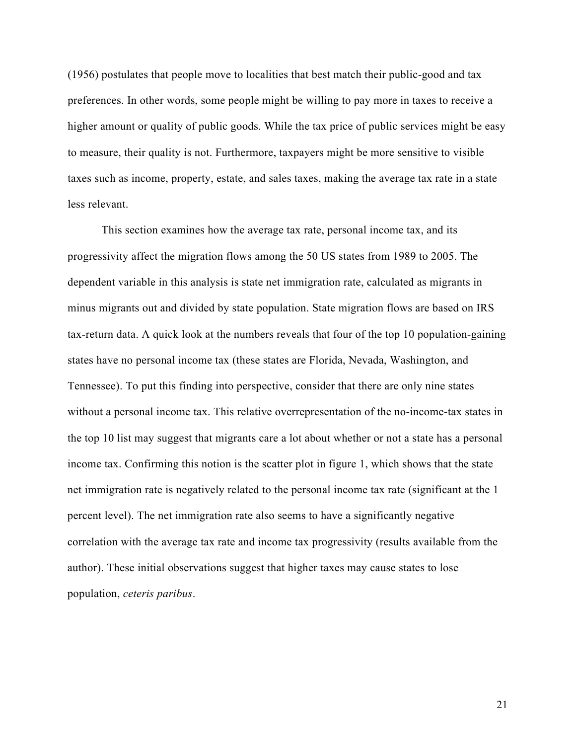(1956) postulates that people move to localities that best match their public-good and tax preferences. In other words, some people might be willing to pay more in taxes to receive a higher amount or quality of public goods. While the tax price of public services might be easy to measure, their quality is not. Furthermore, taxpayers might be more sensitive to visible taxes such as income, property, estate, and sales taxes, making the average tax rate in a state less relevant.

This section examines how the average tax rate, personal income tax, and its progressivity affect the migration flows among the 50 US states from 1989 to 2005. The dependent variable in this analysis is state net immigration rate, calculated as migrants in minus migrants out and divided by state population. State migration flows are based on IRS tax-return data. A quick look at the numbers reveals that four of the top 10 population-gaining states have no personal income tax (these states are Florida, Nevada, Washington, and Tennessee). To put this finding into perspective, consider that there are only nine states without a personal income tax. This relative overrepresentation of the no-income-tax states in the top 10 list may suggest that migrants care a lot about whether or not a state has a personal income tax. Confirming this notion is the scatter plot in figure 1, which shows that the state net immigration rate is negatively related to the personal income tax rate (significant at the 1 percent level). The net immigration rate also seems to have a significantly negative correlation with the average tax rate and income tax progressivity (results available from the author). These initial observations suggest that higher taxes may cause states to lose population, *ceteris paribus*.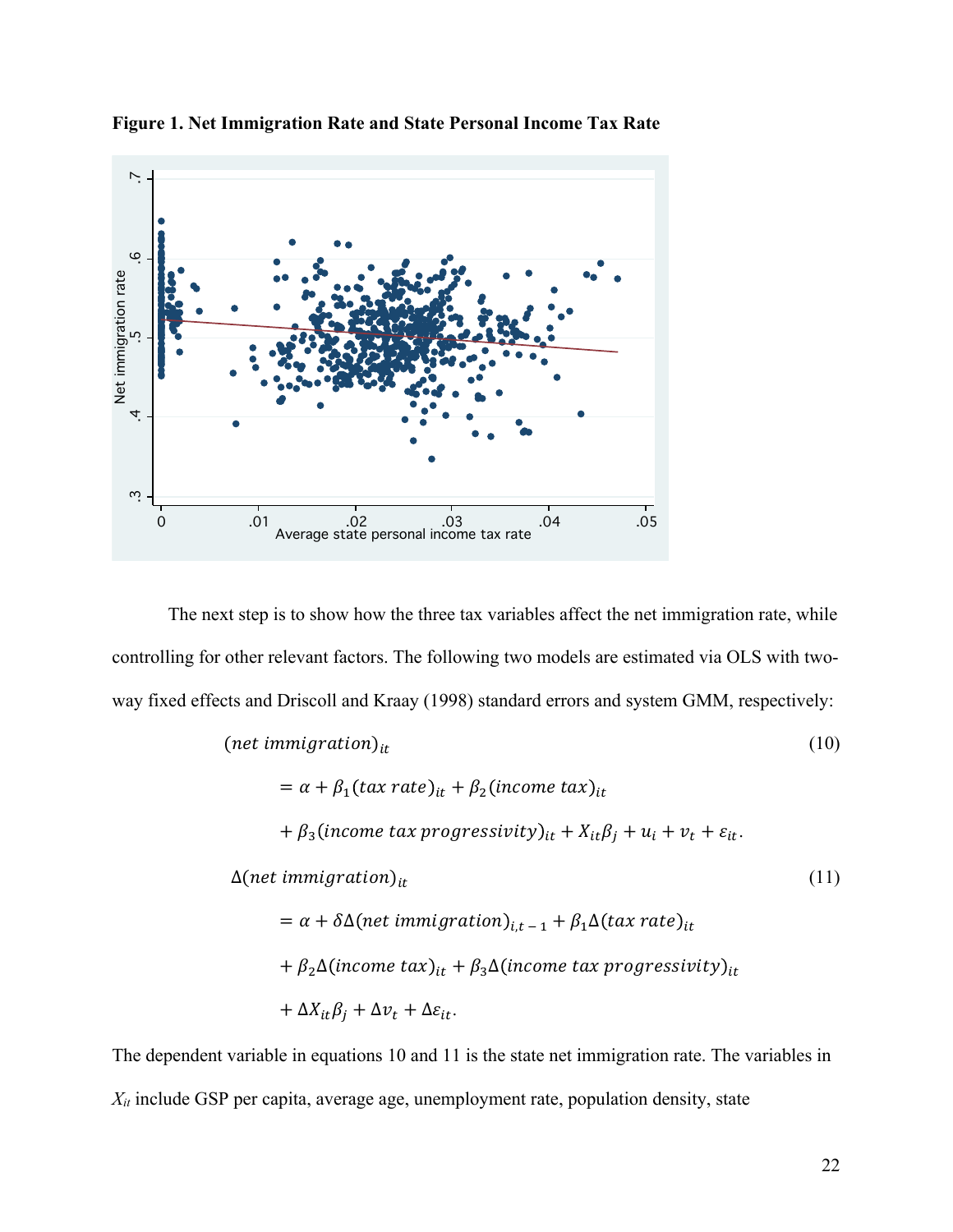**Figure 1. Net Immigration Rate and State Personal Income Tax Rate**

The next step is to show how the three tax variables affect the net immigration rate, while controlling for other relevant factors. The following two models are estimated via OLS with two-way fixed effects and Driscoll and Kraay (1998) standard errors and system GMM, respectively:

$$
\begin{aligned}
&(net\ immigration)_{it} \\
&\quad = \alpha + \beta_1 (tax\ rate)_{it} + \beta_2 (income\ tax)_{it} \\
&\quad + \beta_3 (income\ tax\ progressivity)_{it} + X_{it}\beta_j + u_i + v_t + \varepsilon_{it}.
\end{aligned}
\tag{10}
$$

$$
\begin{aligned}
&\Delta(net\ immigration)_{it} \\
&\quad = \alpha + \delta \Delta(net\ immigration)_{i,t-1} + \beta_1 \Delta(tax\ rate)_{it} \\
&\quad + \beta_2 \Delta(income\ tax)_{it} + \beta_3 \Delta(income\ tax\ progressivity)_{it} \\
&\quad + \Delta X_{it}\beta_j + \Delta v_t + \Delta\varepsilon_{it}.
\end{aligned}
\tag{11}
$$

The dependent variable in equations 10 and 11 is the state net immigration rate. The variables in $X_{it}$ include GSP per capita, average age, unemployment rate, population density, state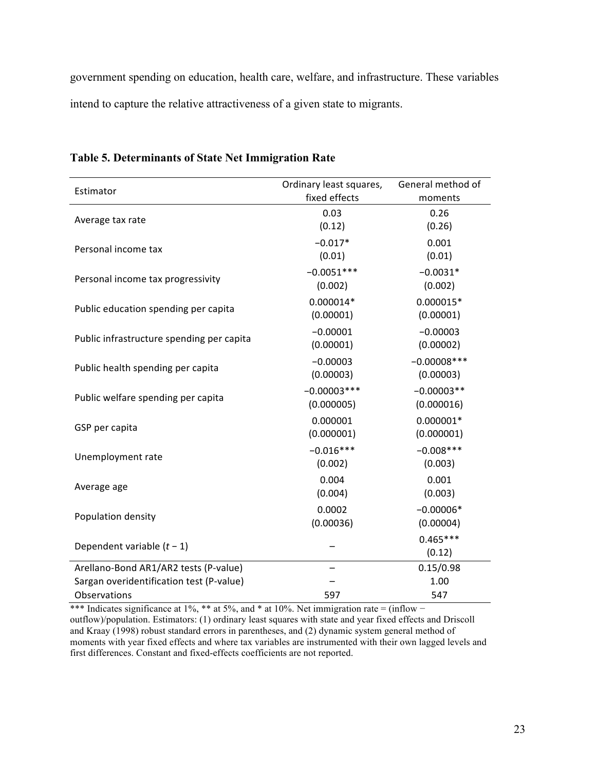government spending on education, health care, welfare, and infrastructure. These variables intend to capture the relative attractiveness of a given state to migrants.

**Table 5. Determinants of State Net Immigration Rate**

| Estimator | Ordinary least squares, fixed effects | General method of moments |
|---|---|---|
| Average tax rate | 0.03<br>(0.12) | 0.26<br>(0.26) |
| Personal income tax | −0.017*<br>(0.01) | 0.001<br>(0.01) |
| Personal income tax progressivity | −0.0051***<br>(0.002) | −0.0031*<br>(0.002) |
| Public education spending per capita | 0.000014*<br>(0.00001) | 0.000015*<br>(0.00001) |
| Public infrastructure spending per capita | −0.00001<br>(0.00001) | −0.00003<br>(0.00002) |
| Public health spending per capita | −0.00003<br>(0.00003) | −0.00008***<br>(0.00003) |
| Public welfare spending per capita | −0.00003***<br>(0.000005) | −0.00003**<br>(0.000016) |
| GSP per capita | 0.000001<br>(0.000001) | 0.000001*<br>(0.000001) |
| Unemployment rate | −0.016***<br>(0.002) | −0.008***<br>(0.003) |
| Average age | 0.004<br>(0.004) | 0.001<br>(0.003) |
| Population density | 0.0002<br>(0.00036) | −0.00006*<br>(0.00004) |
| Dependent variable ($t-1$) | – | 0.465***<br>(0.12) |
| Arellano-Bond AR1/AR2 tests (P-value) | – | 0.15/0.98 |
| Sargan overidentification test (P-value) | – | 1.00 |
| Observations | 597 | 547 |

*** Indicates significance at 1%, ** at 5%, and * at 10%. Net immigration rate = (inflow − outflow)/population. Estimators: (1) ordinary least squares with state and year fixed effects and Driscoll and Kraay (1998) robust standard errors in parentheses, and (2) dynamic system general method of moments with year fixed effects and where tax variables are instrumented with their own lagged levels and first differences. Constant and fixed-effects coefficients are not reported.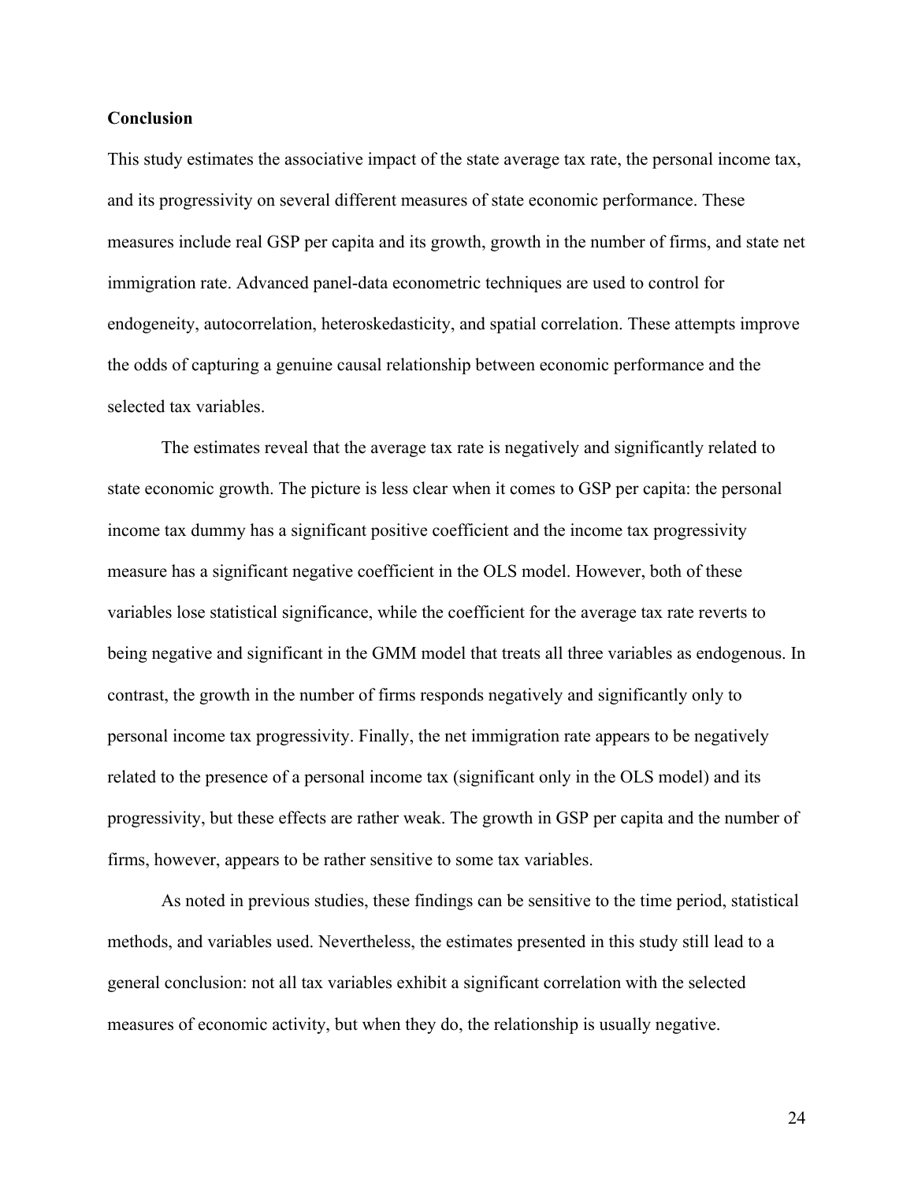## Conclusion

This study estimates the associative impact of the state average tax rate, the personal income tax, and its progressivity on several different measures of state economic performance. These measures include real GSP per capita and its growth, growth in the number of firms, and state net immigration rate. Advanced panel-data econometric techniques are used to control for endogeneity, autocorrelation, heteroskedasticity, and spatial correlation. These attempts improve the odds of capturing a genuine causal relationship between economic performance and the selected tax variables.

The estimates reveal that the average tax rate is negatively and significantly related to state economic growth. The picture is less clear when it comes to GSP per capita: the personal income tax dummy has a significant positive coefficient and the income tax progressivity measure has a significant negative coefficient in the OLS model. However, both of these variables lose statistical significance, while the coefficient for the average tax rate reverts to being negative and significant in the GMM model that treats all three variables as endogenous. In contrast, the growth in the number of firms responds negatively and significantly only to personal income tax progressivity. Finally, the net immigration rate appears to be negatively related to the presence of a personal income tax (significant only in the OLS model) and its progressivity, but these effects are rather weak. The growth in GSP per capita and the number of firms, however, appears to be rather sensitive to some tax variables.

As noted in previous studies, these findings can be sensitive to the time period, statistical methods, and variables used. Nevertheless, the estimates presented in this study still lead to a general conclusion: not all tax variables exhibit a significant correlation with the selected measures of economic activity, but when they do, the relationship is usually negative.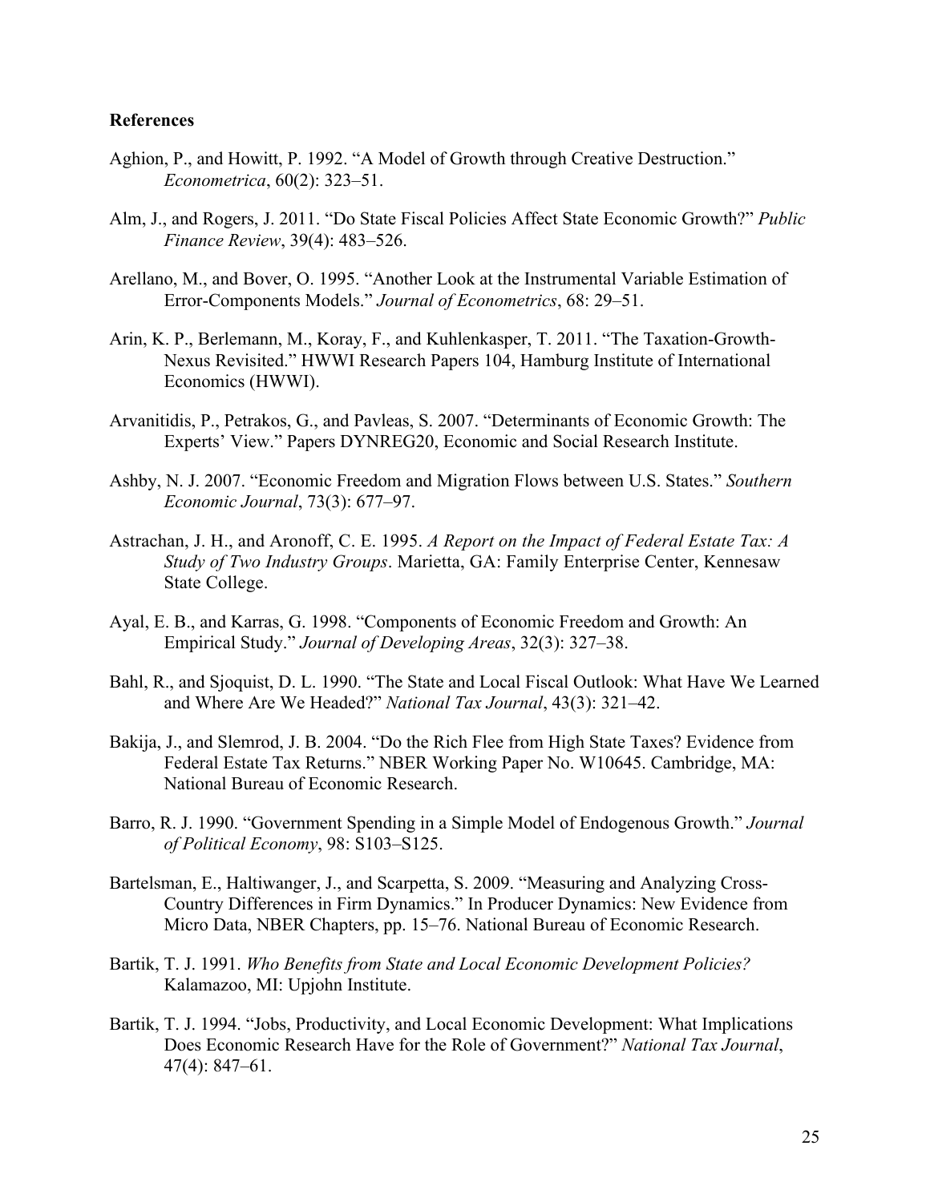**References**

Aghion, P., and Howitt, P. 1992. "A Model of Growth through Creative Destruction." *Econometrica*, 60(2): 323–51.

Alm, J., and Rogers, J. 2011. "Do State Fiscal Policies Affect State Economic Growth?" *Public Finance Review*, 39(4): 483–526.

Arellano, M., and Bover, O. 1995. "Another Look at the Instrumental Variable Estimation of Error-Components Models." *Journal of Econometrics*, 68: 29–51.

Arin, K. P., Berlemann, M., Koray, F., and Kuhlenkasper, T. 2011. "The Taxation-Growth-Nexus Revisited." HWWI Research Papers 104, Hamburg Institute of International Economics (HWWI).

Arvanitidis, P., Petrakos, G., and Pavleas, S. 2007. "Determinants of Economic Growth: The Experts' View." Papers DYNREG20, Economic and Social Research Institute.

Ashby, N. J. 2007. "Economic Freedom and Migration Flows between U.S. States." *Southern Economic Journal*, 73(3): 677–97.

Astrachan, J. H., and Aronoff, C. E. 1995. *A Report on the Impact of Federal Estate Tax: A Study of Two Industry Groups*. Marietta, GA: Family Enterprise Center, Kennesaw State College.

Ayal, E. B., and Karras, G. 1998. "Components of Economic Freedom and Growth: An Empirical Study." *Journal of Developing Areas*, 32(3): 327–38.

Bahl, R., and Sjoquist, D. L. 1990. "The State and Local Fiscal Outlook: What Have We Learned and Where Are We Headed?" *National Tax Journal*, 43(3): 321–42.

Bakija, J., and Slemrod, J. B. 2004. "Do the Rich Flee from High State Taxes? Evidence from Federal Estate Tax Returns." NBER Working Paper No. W10645. Cambridge, MA: National Bureau of Economic Research.

Barro, R. J. 1990. "Government Spending in a Simple Model of Endogenous Growth." *Journal of Political Economy*, 98: S103–S125.

Bartelsman, E., Haltiwanger, J., and Scarpetta, S. 2009. "Measuring and Analyzing Cross-Country Differences in Firm Dynamics." In Producer Dynamics: New Evidence from Micro Data, NBER Chapters, pp. 15–76. National Bureau of Economic Research.

Bartik, T. J. 1991. *Who Benefits from State and Local Economic Development Policies?* Kalamazoo, MI: Upjohn Institute.

Bartik, T. J. 1994. "Jobs, Productivity, and Local Economic Development: What Implications Does Economic Research Have for the Role of Government?" *National Tax Journal*, 47(4): 847–61.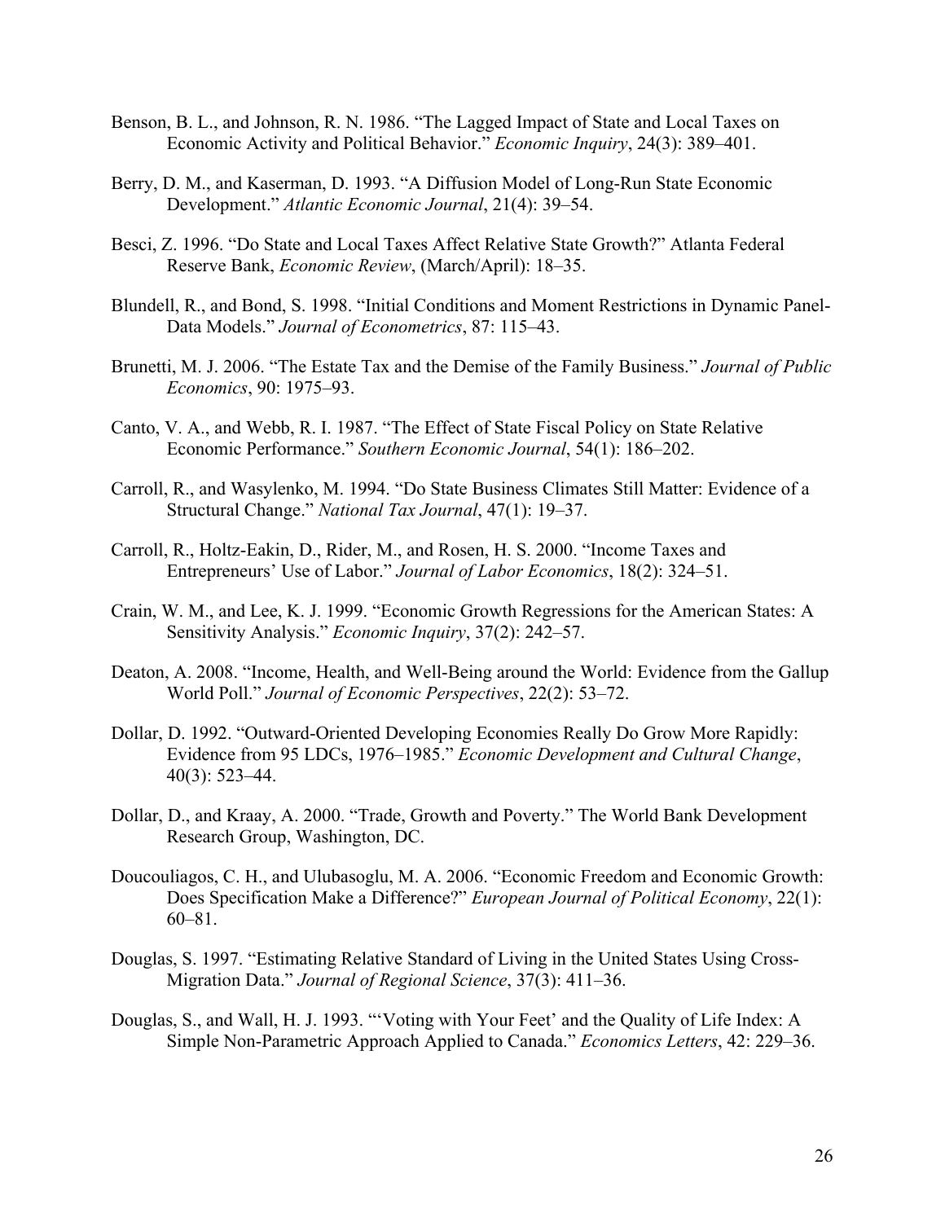Benson, B. L., and Johnson, R. N. 1986. "The Lagged Impact of State and Local Taxes on Economic Activity and Political Behavior." *Economic Inquiry*, 24(3): 389–401.

Berry, D. M., and Kaserman, D. 1993. "A Diffusion Model of Long-Run State Economic Development." *Atlantic Economic Journal*, 21(4): 39–54.

Besci, Z. 1996. "Do State and Local Taxes Affect Relative State Growth?" Atlanta Federal Reserve Bank, *Economic Review*, (March/April): 18–35.

Blundell, R., and Bond, S. 1998. "Initial Conditions and Moment Restrictions in Dynamic Panel-Data Models." *Journal of Econometrics*, 87: 115–43.

Brunetti, M. J. 2006. "The Estate Tax and the Demise of the Family Business." *Journal of Public Economics*, 90: 1975–93.

Canto, V. A., and Webb, R. I. 1987. "The Effect of State Fiscal Policy on State Relative Economic Performance." *Southern Economic Journal*, 54(1): 186–202.

Carroll, R., and Wasylenko, M. 1994. "Do State Business Climates Still Matter: Evidence of a Structural Change." *National Tax Journal*, 47(1): 19–37.

Carroll, R., Holtz-Eakin, D., Rider, M., and Rosen, H. S. 2000. "Income Taxes and Entrepreneurs' Use of Labor." *Journal of Labor Economics*, 18(2): 324–51.

Crain, W. M., and Lee, K. J. 1999. "Economic Growth Regressions for the American States: A Sensitivity Analysis." *Economic Inquiry*, 37(2): 242–57.

Deaton, A. 2008. "Income, Health, and Well-Being around the World: Evidence from the Gallup World Poll." *Journal of Economic Perspectives*, 22(2): 53–72.

Dollar, D. 1992. "Outward-Oriented Developing Economies Really Do Grow More Rapidly: Evidence from 95 LDCs, 1976–1985." *Economic Development and Cultural Change*, 40(3): 523–44.

Dollar, D., and Kraay, A. 2000. "Trade, Growth and Poverty." The World Bank Development Research Group, Washington, DC.

Doucouliagos, C. H., and Ulubasoglu, M. A. 2006. "Economic Freedom and Economic Growth: Does Specification Make a Difference?" *European Journal of Political Economy*, 22(1): 60–81.

Douglas, S. 1997. "Estimating Relative Standard of Living in the United States Using Cross-Migration Data." *Journal of Regional Science*, 37(3): 411–36.

Douglas, S., and Wall, H. J. 1993. "'Voting with Your Feet' and the Quality of Life Index: A Simple Non-Parametric Approach Applied to Canada." *Economics Letters*, 42: 229–36.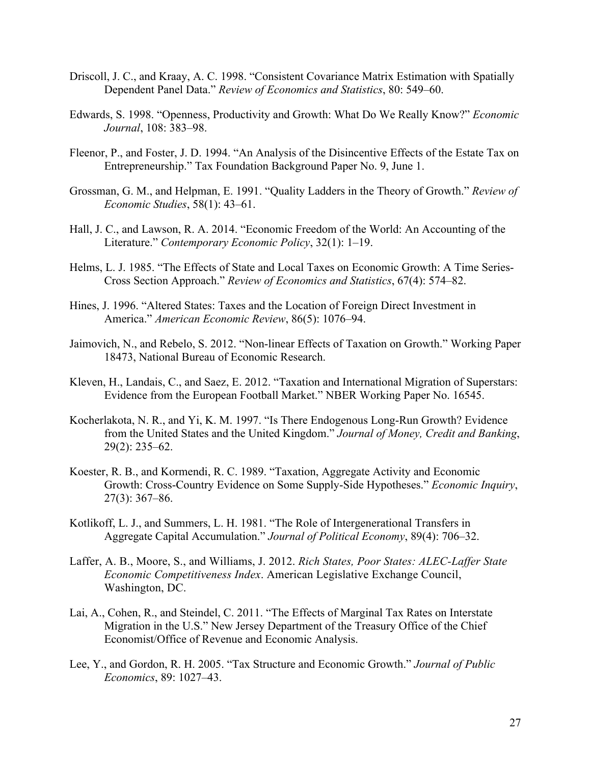Driscoll, J. C., and Kraay, A. C. 1998. "Consistent Covariance Matrix Estimation with Spatially Dependent Panel Data." *Review of Economics and Statistics*, 80: 549–60.

Edwards, S. 1998. "Openness, Productivity and Growth: What Do We Really Know?" *Economic Journal*, 108: 383–98.

Fleenor, P., and Foster, J. D. 1994. "An Analysis of the Disincentive Effects of the Estate Tax on Entrepreneurship." Tax Foundation Background Paper No. 9, June 1.

Grossman, G. M., and Helpman, E. 1991. "Quality Ladders in the Theory of Growth." *Review of Economic Studies*, 58(1): 43–61.

Hall, J. C., and Lawson, R. A. 2014. "Economic Freedom of the World: An Accounting of the Literature." *Contemporary Economic Policy*, 32(1): 1–19.

Helms, L. J. 1985. "The Effects of State and Local Taxes on Economic Growth: A Time Series-Cross Section Approach." *Review of Economics and Statistics*, 67(4): 574–82.

Hines, J. 1996. "Altered States: Taxes and the Location of Foreign Direct Investment in America." *American Economic Review*, 86(5): 1076–94.

Jaimovich, N., and Rebelo, S. 2012. "Non-linear Effects of Taxation on Growth." Working Paper 18473, National Bureau of Economic Research.

Kleven, H., Landais, C., and Saez, E. 2012. "Taxation and International Migration of Superstars: Evidence from the European Football Market." NBER Working Paper No. 16545.

Kocherlakota, N. R., and Yi, K. M. 1997. "Is There Endogenous Long-Run Growth? Evidence from the United States and the United Kingdom." *Journal of Money, Credit and Banking*, 29(2): 235–62.

Koester, R. B., and Kormendi, R. C. 1989. "Taxation, Aggregate Activity and Economic Growth: Cross-Country Evidence on Some Supply-Side Hypotheses." *Economic Inquiry*, 27(3): 367–86.

Kotlikoff, L. J., and Summers, L. H. 1981. "The Role of Intergenerational Transfers in Aggregate Capital Accumulation." *Journal of Political Economy*, 89(4): 706–32.

Laffer, A. B., Moore, S., and Williams, J. 2012. *Rich States, Poor States: ALEC-Laffer State Economic Competitiveness Index*. American Legislative Exchange Council, Washington, DC.

Lai, A., Cohen, R., and Steindel, C. 2011. "The Effects of Marginal Tax Rates on Interstate Migration in the U.S." New Jersey Department of the Treasury Office of the Chief Economist/Office of Revenue and Economic Analysis.

Lee, Y., and Gordon, R. H. 2005. "Tax Structure and Economic Growth." *Journal of Public Economics*, 89: 1027–43.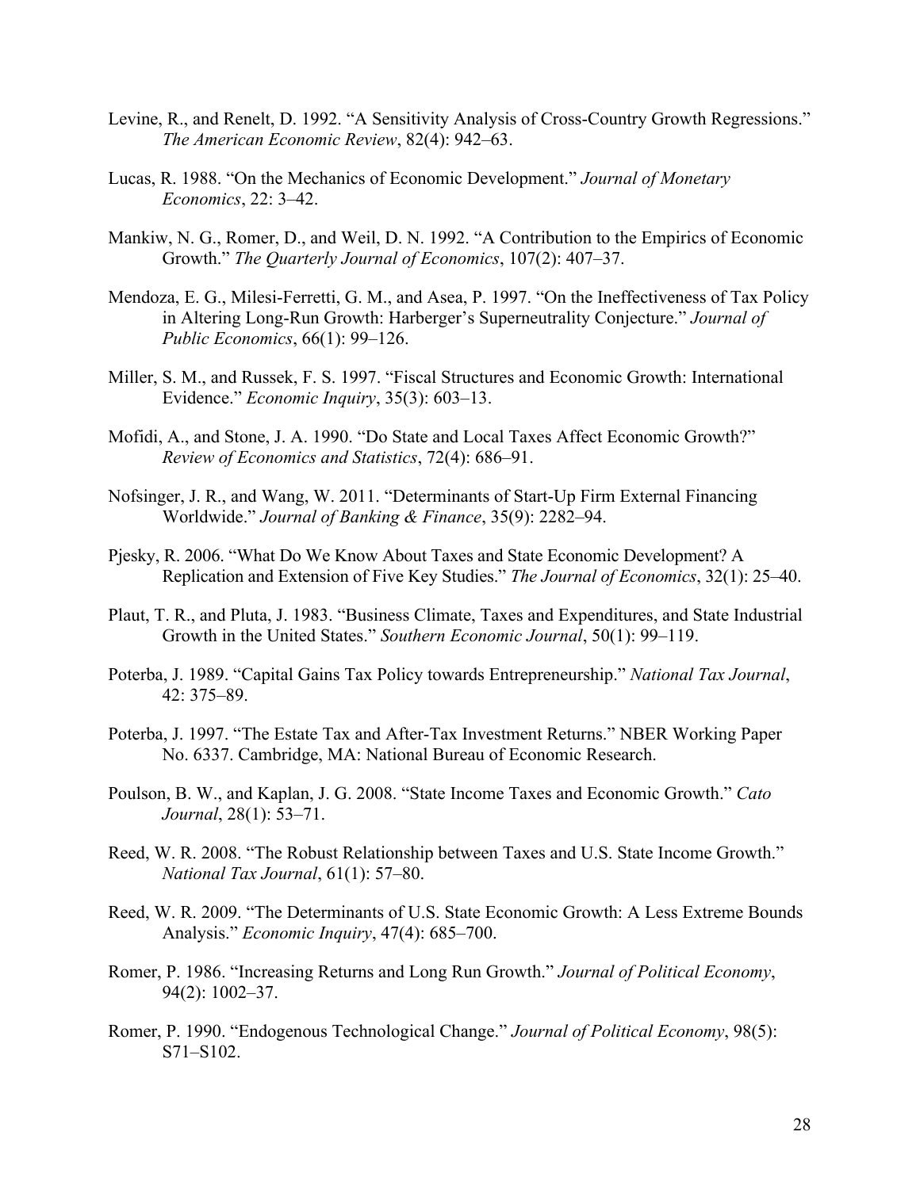Levine, R., and Renelt, D. 1992. "A Sensitivity Analysis of Cross-Country Growth Regressions." *The American Economic Review*, 82(4): 942–63.

Lucas, R. 1988. "On the Mechanics of Economic Development." *Journal of Monetary Economics*, 22: 3–42.

Mankiw, N. G., Romer, D., and Weil, D. N. 1992. "A Contribution to the Empirics of Economic Growth." *The Quarterly Journal of Economics*, 107(2): 407–37.

Mendoza, E. G., Milesi-Ferretti, G. M., and Asea, P. 1997. "On the Ineffectiveness of Tax Policy in Altering Long-Run Growth: Harberger's Superneutrality Conjecture." *Journal of Public Economics*, 66(1): 99–126.

Miller, S. M., and Russek, F. S. 1997. "Fiscal Structures and Economic Growth: International Evidence." *Economic Inquiry*, 35(3): 603–13.

Mofidi, A., and Stone, J. A. 1990. "Do State and Local Taxes Affect Economic Growth?" *Review of Economics and Statistics*, 72(4): 686–91.

Nofsinger, J. R., and Wang, W. 2011. "Determinants of Start-Up Firm External Financing Worldwide." *Journal of Banking & Finance*, 35(9): 2282–94.

Pjesky, R. 2006. "What Do We Know About Taxes and State Economic Development? A Replication and Extension of Five Key Studies." *The Journal of Economics*, 32(1): 25–40.

Plaut, T. R., and Pluta, J. 1983. "Business Climate, Taxes and Expenditures, and State Industrial Growth in the United States." *Southern Economic Journal*, 50(1): 99–119.

Poterba, J. 1989. "Capital Gains Tax Policy towards Entrepreneurship." *National Tax Journal*, 42: 375–89.

Poterba, J. 1997. "The Estate Tax and After-Tax Investment Returns." NBER Working Paper No. 6337. Cambridge, MA: National Bureau of Economic Research.

Poulson, B. W., and Kaplan, J. G. 2008. "State Income Taxes and Economic Growth." *Cato Journal*, 28(1): 53–71.

Reed, W. R. 2008. "The Robust Relationship between Taxes and U.S. State Income Growth." *National Tax Journal*, 61(1): 57–80.

Reed, W. R. 2009. "The Determinants of U.S. State Economic Growth: A Less Extreme Bounds Analysis." *Economic Inquiry*, 47(4): 685–700.

Romer, P. 1986. "Increasing Returns and Long Run Growth." *Journal of Political Economy*, 94(2): 1002–37.

Romer, P. 1990. "Endogenous Technological Change." *Journal of Political Economy*, 98(5): S71–S102.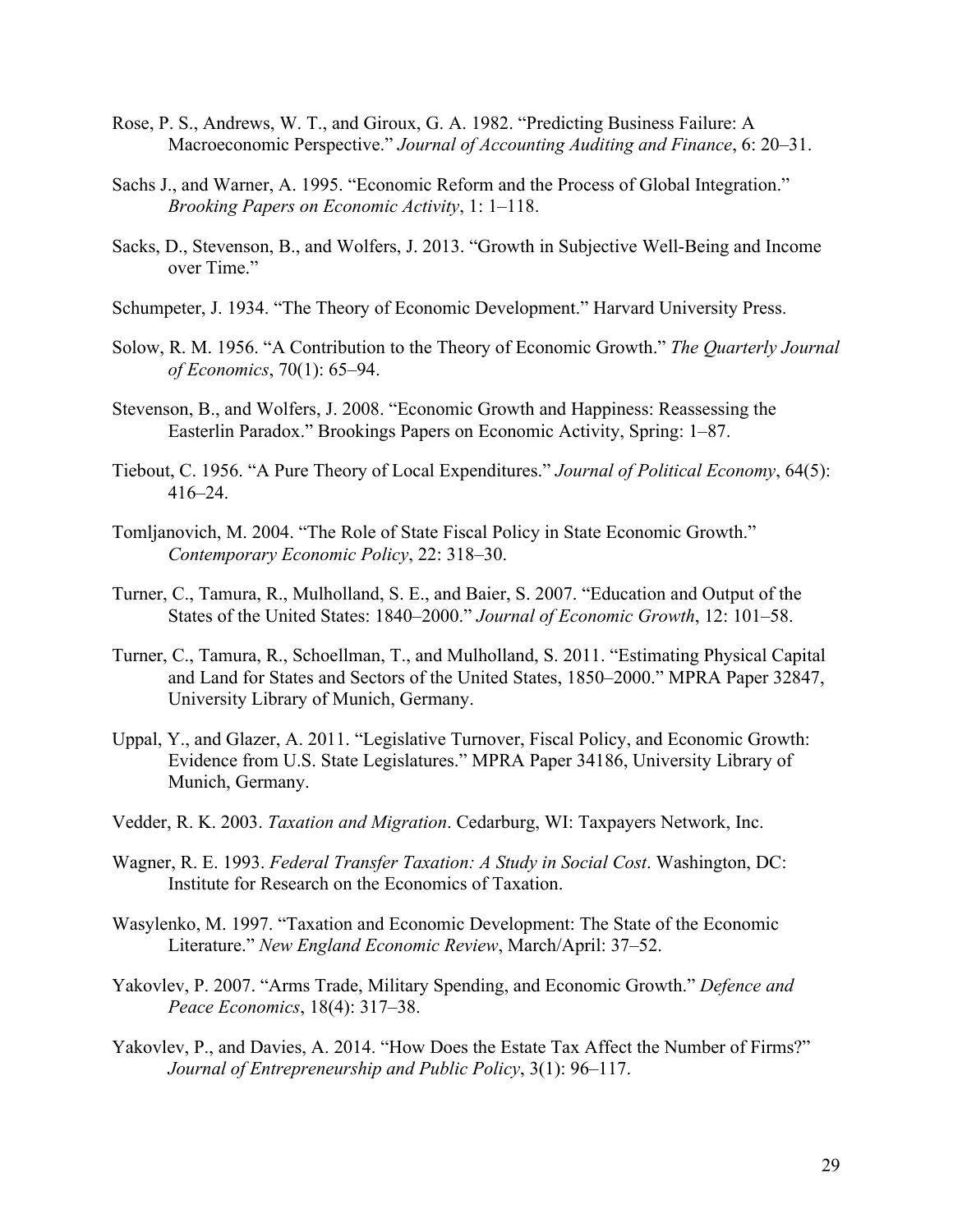Rose, P. S., Andrews, W. T., and Giroux, G. A. 1982. "Predicting Business Failure: A Macroeconomic Perspective." *Journal of Accounting Auditing and Finance*, 6: 20–31.

Sachs J., and Warner, A. 1995. "Economic Reform and the Process of Global Integration." *Brooking Papers on Economic Activity*, 1: 1–118.

Sacks, D., Stevenson, B., and Wolfers, J. 2013. "Growth in Subjective Well-Being and Income over Time."

Schumpeter, J. 1934. "The Theory of Economic Development." Harvard University Press.

Solow, R. M. 1956. "A Contribution to the Theory of Economic Growth." *The Quarterly Journal of Economics*, 70(1): 65–94.

Stevenson, B., and Wolfers, J. 2008. "Economic Growth and Happiness: Reassessing the Easterlin Paradox." Brookings Papers on Economic Activity, Spring: 1–87.

Tiebout, C. 1956. "A Pure Theory of Local Expenditures." *Journal of Political Economy*, 64(5): 416–24.

Tomljanovich, M. 2004. "The Role of State Fiscal Policy in State Economic Growth." *Contemporary Economic Policy*, 22: 318–30.

Turner, C., Tamura, R., Mulholland, S. E., and Baier, S. 2007. "Education and Output of the States of the United States: 1840–2000." *Journal of Economic Growth*, 12: 101–58.

Turner, C., Tamura, R., Schoellman, T., and Mulholland, S. 2011. "Estimating Physical Capital and Land for States and Sectors of the United States, 1850–2000." MPRA Paper 32847, University Library of Munich, Germany.

Uppal, Y., and Glazer, A. 2011. "Legislative Turnover, Fiscal Policy, and Economic Growth: Evidence from U.S. State Legislatures." MPRA Paper 34186, University Library of Munich, Germany.

Vedder, R. K. 2003. *Taxation and Migration*. Cedarburg, WI: Taxpayers Network, Inc.

Wagner, R. E. 1993. *Federal Transfer Taxation: A Study in Social Cost*. Washington, DC: Institute for Research on the Economics of Taxation.

Wasylenko, M. 1997. "Taxation and Economic Development: The State of the Economic Literature." *New England Economic Review*, March/April: 37–52.

Yakovlev, P. 2007. "Arms Trade, Military Spending, and Economic Growth." *Defence and Peace Economics*, 18(4): 317–38.

Yakovlev, P., and Davies, A. 2014. "How Does the Estate Tax Affect the Number of Firms?" *Journal of Entrepreneurship and Public Policy*, 3(1): 96–117.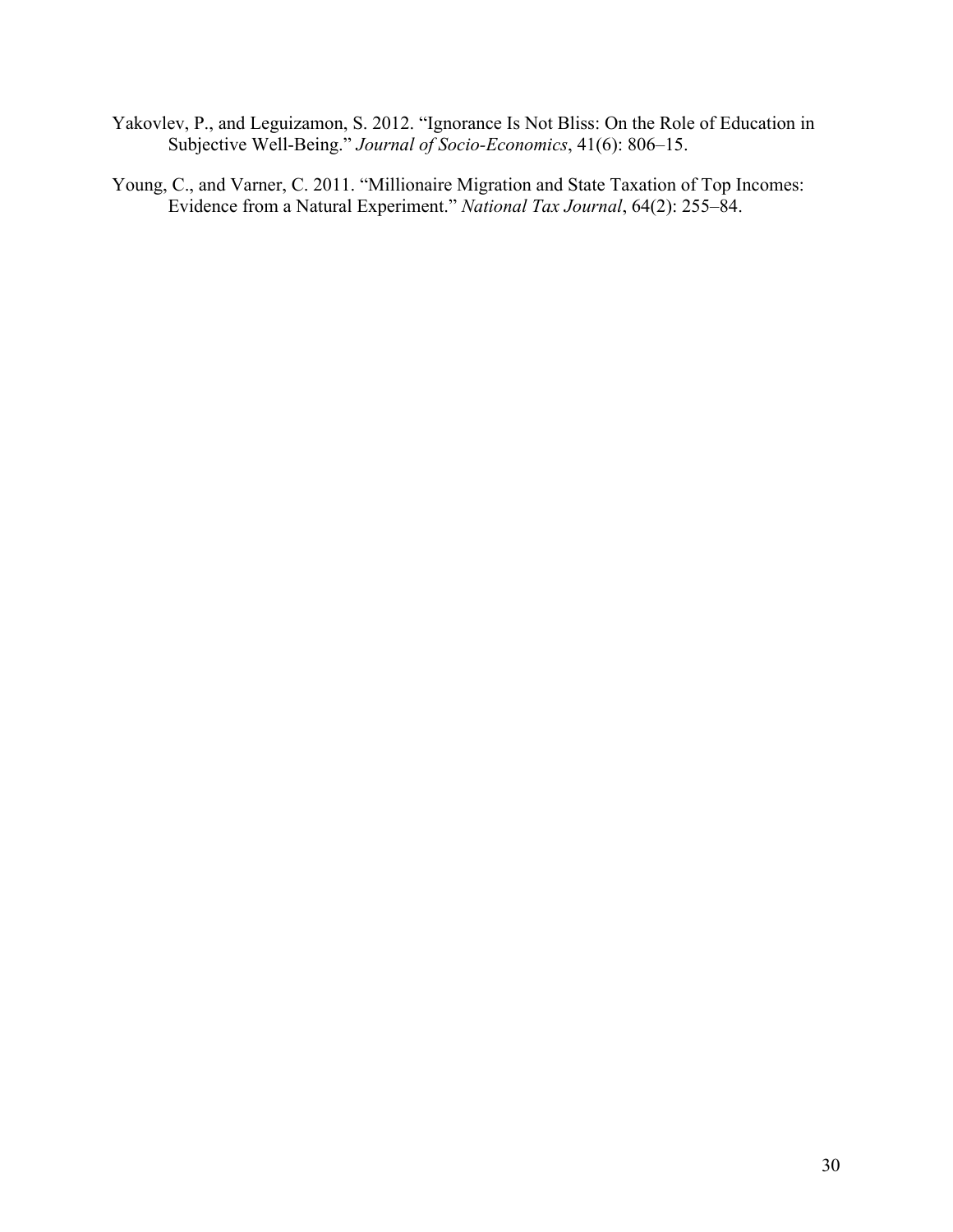Yakovlev, P., and Leguizamon, S. 2012. "Ignorance Is Not Bliss: On the Role of Education in Subjective Well-Being." *Journal of Socio-Economics*, 41(6): 806–15.

Young, C., and Varner, C. 2011. "Millionaire Migration and State Taxation of Top Incomes: Evidence from a Natural Experiment." *National Tax Journal*, 64(2): 255–84.